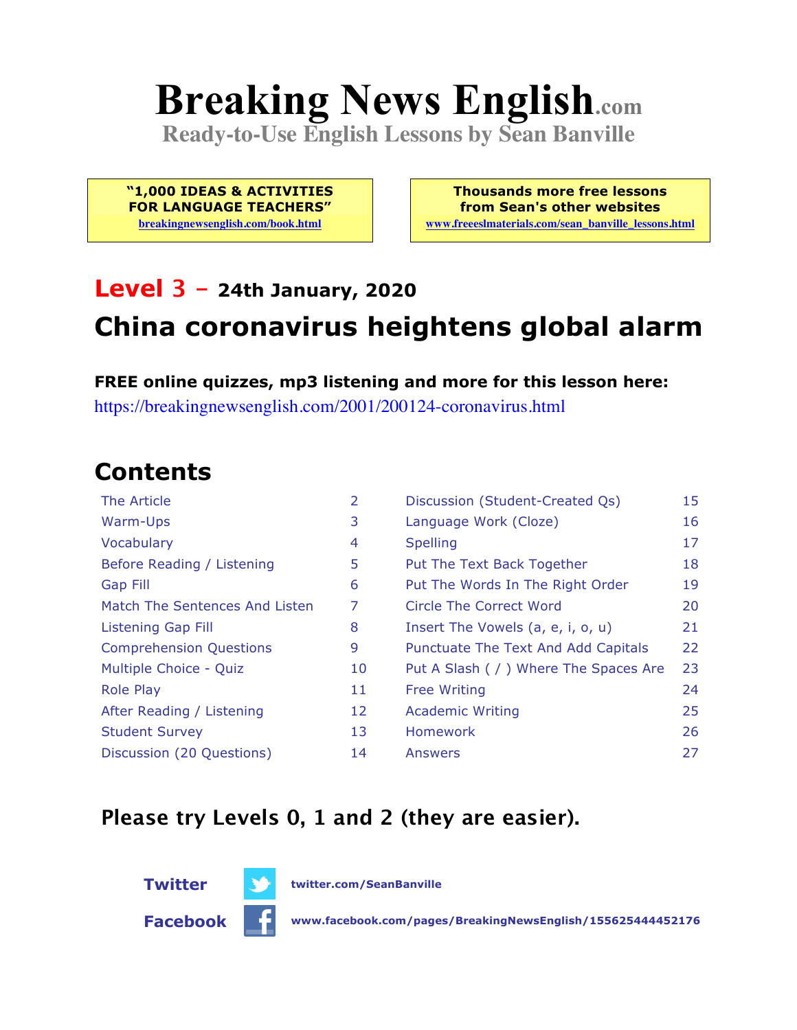# Breaking News English.com

**Ready-to-Use English Lessons by Sean Banville**

**"1,000 IDEAS & ACTIVITIES FOR LANGUAGE TEACHERS"**
breakingnewsenglish.com/book.html

**Thousands more free lessons from Sean's other websites**
www.freeeslmaterials.com/sean_banville_lessons.html

## Level 3 – 24th January, 2020

## China coronavirus heightens global alarm

**FREE online quizzes, mp3 listening and more for this lesson here:**
https://breakingnewsenglish.com/2001/200124-coronavirus.html

## Contents

| | | | |
|---|---|---|---|
| The Article | 2 | Discussion (Student-Created Qs) | 15 |
| Warm-Ups | 3 | Language Work (Cloze) | 16 |
| Vocabulary | 4 | Spelling | 17 |
| Before Reading / Listening | 5 | Put The Text Back Together | 18 |
| Gap Fill | 6 | Put The Words In The Right Order | 19 |
| Match The Sentences And Listen | 7 | Circle The Correct Word | 20 |
| Listening Gap Fill | 8 | Insert The Vowels (a, e, i, o, u) | 21 |
| Comprehension Questions | 9 | Punctuate The Text And Add Capitals | 22 |
| Multiple Choice - Quiz | 10 | Put A Slash ( / ) Where The Spaces Are | 23 |
| Role Play | 11 | Free Writing | 24 |
| After Reading / Listening | 12 | Academic Writing | 25 |
| Student Survey | 13 | Homework | 26 |
| Discussion (20 Questions) | 14 | Answers | 27 |

**Please try Levels 0, 1 and 2 (they are easier).**

**Twitter** twitter.com/SeanBanville

**Facebook** www.facebook.com/pages/BreakingNewsEnglish/155625444452176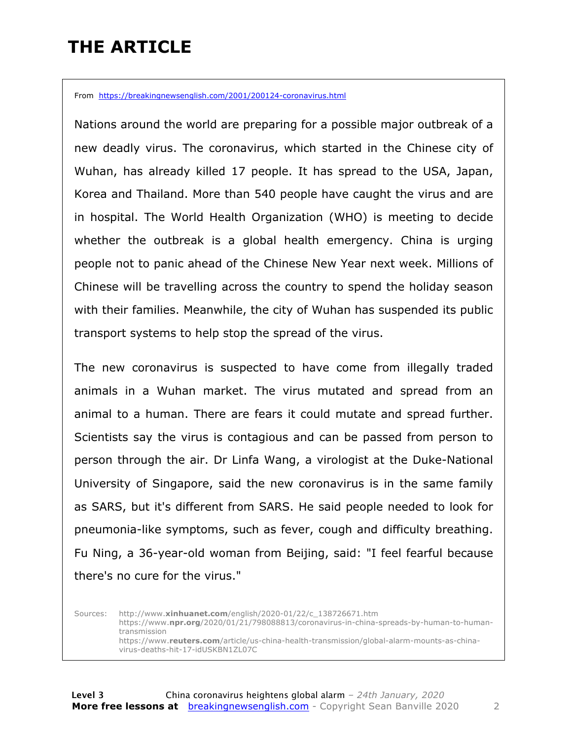# THE ARTICLE

From https://breakingnewsenglish.com/2001/200124-coronavirus.html

Nations around the world are preparing for a possible major outbreak of a new deadly virus. The coronavirus, which started in the Chinese city of Wuhan, has already killed 17 people. It has spread to the USA, Japan, Korea and Thailand. More than 540 people have caught the virus and are in hospital. The World Health Organization (WHO) is meeting to decide whether the outbreak is a global health emergency. China is urging people not to panic ahead of the Chinese New Year next week. Millions of Chinese will be travelling across the country to spend the holiday season with their families. Meanwhile, the city of Wuhan has suspended its public transport systems to help stop the spread of the virus.

The new coronavirus is suspected to have come from illegally traded animals in a Wuhan market. The virus mutated and spread from an animal to a human. There are fears it could mutate and spread further. Scientists say the virus is contagious and can be passed from person to person through the air. Dr Linfa Wang, a virologist at the Duke-National University of Singapore, said the new coronavirus is in the same family as SARS, but it's different from SARS. He said people needed to look for pneumonia-like symptoms, such as fever, cough and difficulty breathing. Fu Ning, a 36-year-old woman from Beijing, said: "I feel fearful because there's no cure for the virus."

Sources:
http://www.**xinhuanet.com**/english/2020-01/22/c_138726671.htm
https://www.**npr.org**/2020/01/21/798088813/coronavirus-in-china-spreads-by-human-to-human-transmission
https://www.**reuters.com**/article/us-china-health-transmission/global-alarm-mounts-as-china-virus-deaths-hit-17-idUSKBN1ZL07C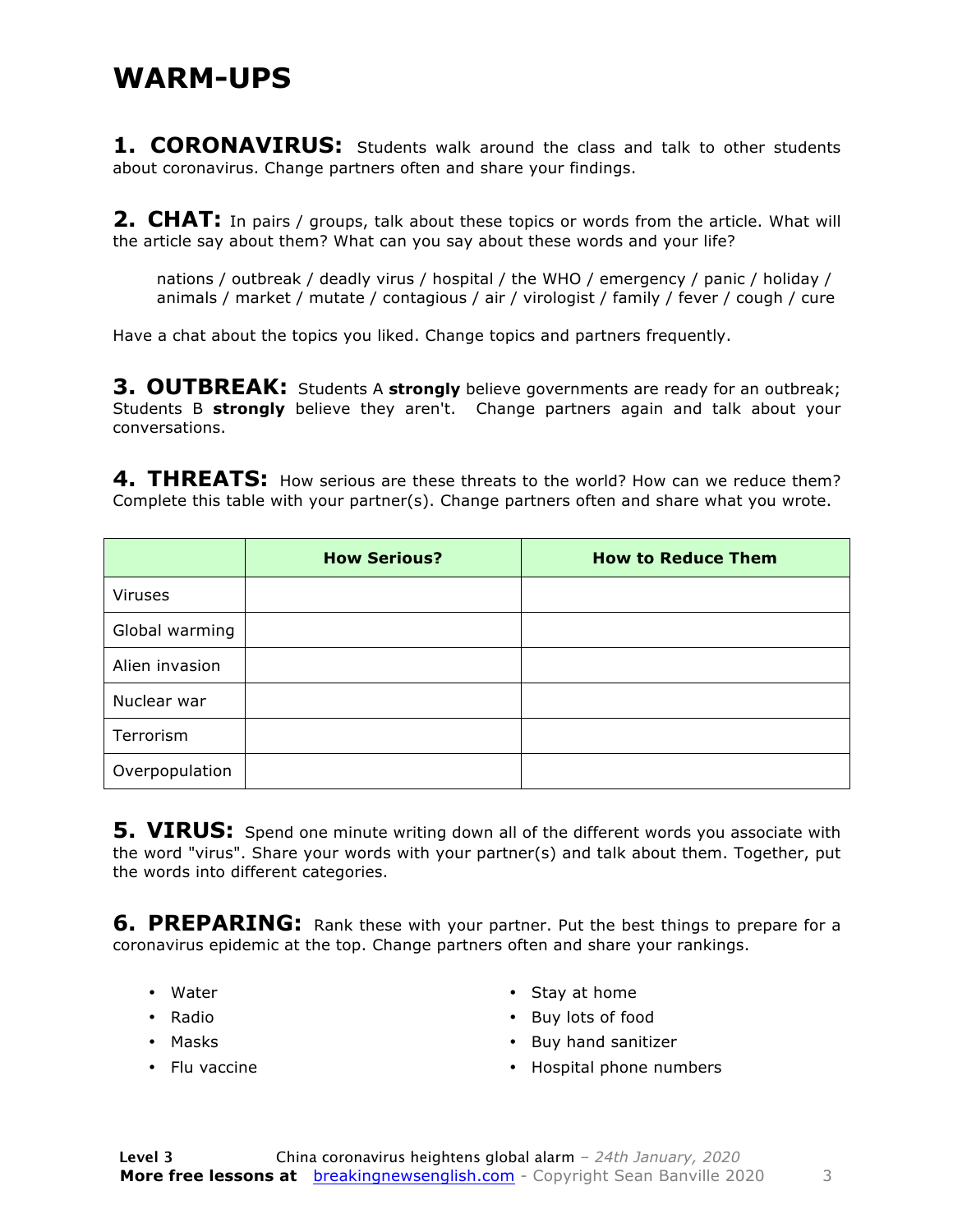# WARM-UPS

**1. CORONAVIRUS:** Students walk around the class and talk to other students about coronavirus. Change partners often and share your findings.

**2. CHAT:** In pairs / groups, talk about these topics or words from the article. What will the article say about them? What can you say about these words and your life?

nations / outbreak / deadly virus / hospital / the WHO / emergency / panic / holiday / animals / market / mutate / contagious / air / virologist / family / fever / cough / cure

Have a chat about the topics you liked. Change topics and partners frequently.

**3. OUTBREAK:** Students A **strongly** believe governments are ready for an outbreak; Students B **strongly** believe they aren't. Change partners again and talk about your conversations.

**4. THREATS:** How serious are these threats to the world? How can we reduce them? Complete this table with your partner(s). Change partners often and share what you wrote.

| | How Serious? | How to Reduce Them |
|---|---|---|
| Viruses | | |
| Global warming | | |
| Alien invasion | | |
| Nuclear war | | |
| Terrorism | | |
| Overpopulation | | |

**5. VIRUS:** Spend one minute writing down all of the different words you associate with the word "virus". Share your words with your partner(s) and talk about them. Together, put the words into different categories.

**6. PREPARING:** Rank these with your partner. Put the best things to prepare for a coronavirus epidemic at the top. Change partners often and share your rankings.

- Water
- Radio
- Masks
- Flu vaccine
- Stay at home
- Buy lots of food
- Buy hand sanitizer
- Hospital phone numbers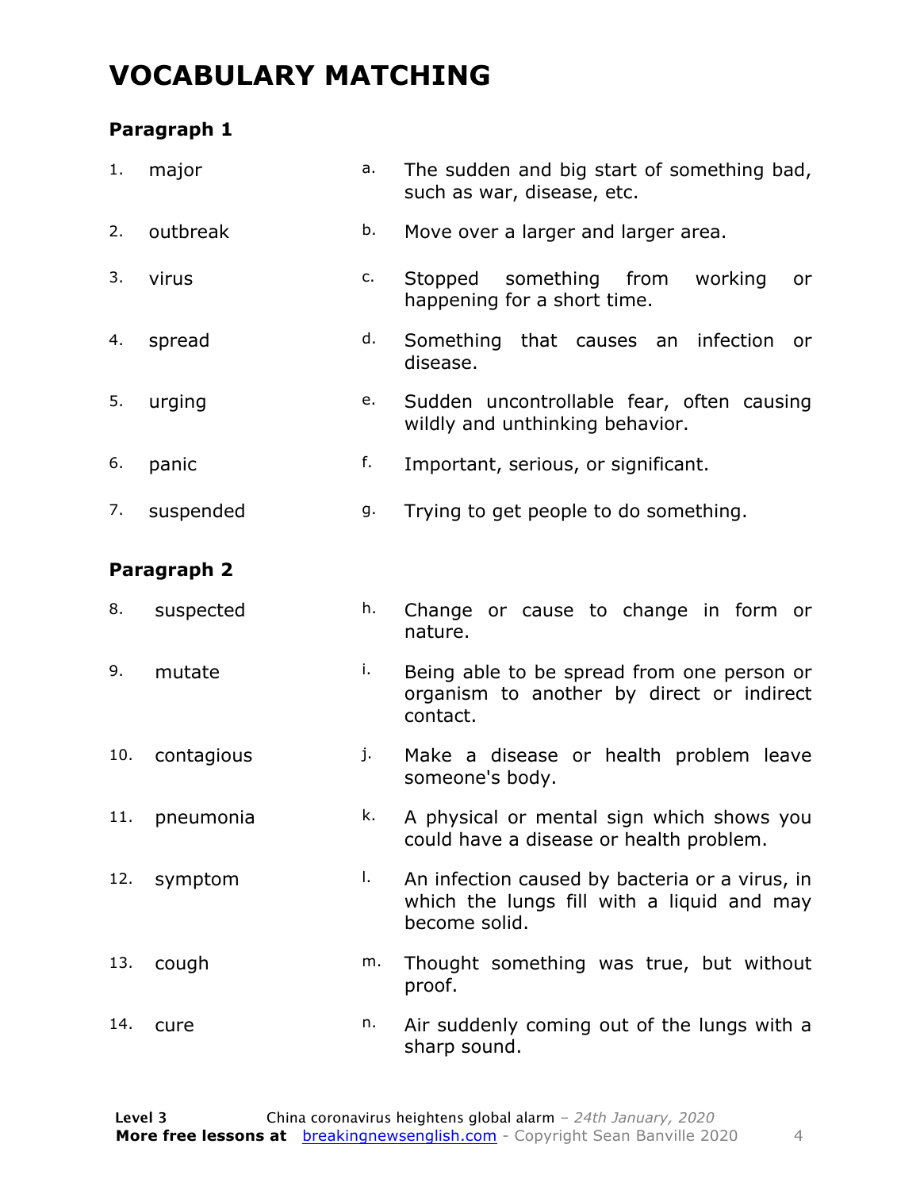# VOCABULARY MATCHING

### Paragraph 1

| | | | |
|---|---|---|---|
| 1. | major | a. | The sudden and big start of something bad, such as war, disease, etc. |
| 2. | outbreak | b. | Move over a larger and larger area. |
| 3. | virus | c. | Stopped something from working or happening for a short time. |
| 4. | spread | d. | Something that causes an infection or disease. |
| 5. | urging | e. | Sudden uncontrollable fear, often causing wildly and unthinking behavior. |
| 6. | panic | f. | Important, serious, or significant. |
| 7. | suspended | g. | Trying to get people to do something. |

### Paragraph 2

| | | | |
|---|---|---|---|
| 8. | suspected | h. | Change or cause to change in form or nature. |
| 9. | mutate | i. | Being able to be spread from one person or organism to another by direct or indirect contact. |
| 10. | contagious | j. | Make a disease or health problem leave someone's body. |
| 11. | pneumonia | k. | A physical or mental sign which shows you could have a disease or health problem. |
| 12. | symptom | l. | An infection caused by bacteria or a virus, in which the lungs fill with a liquid and may become solid. |
| 13. | cough | m. | Thought something was true, but without proof. |
| 14. | cure | n. | Air suddenly coming out of the lungs with a sharp sound. |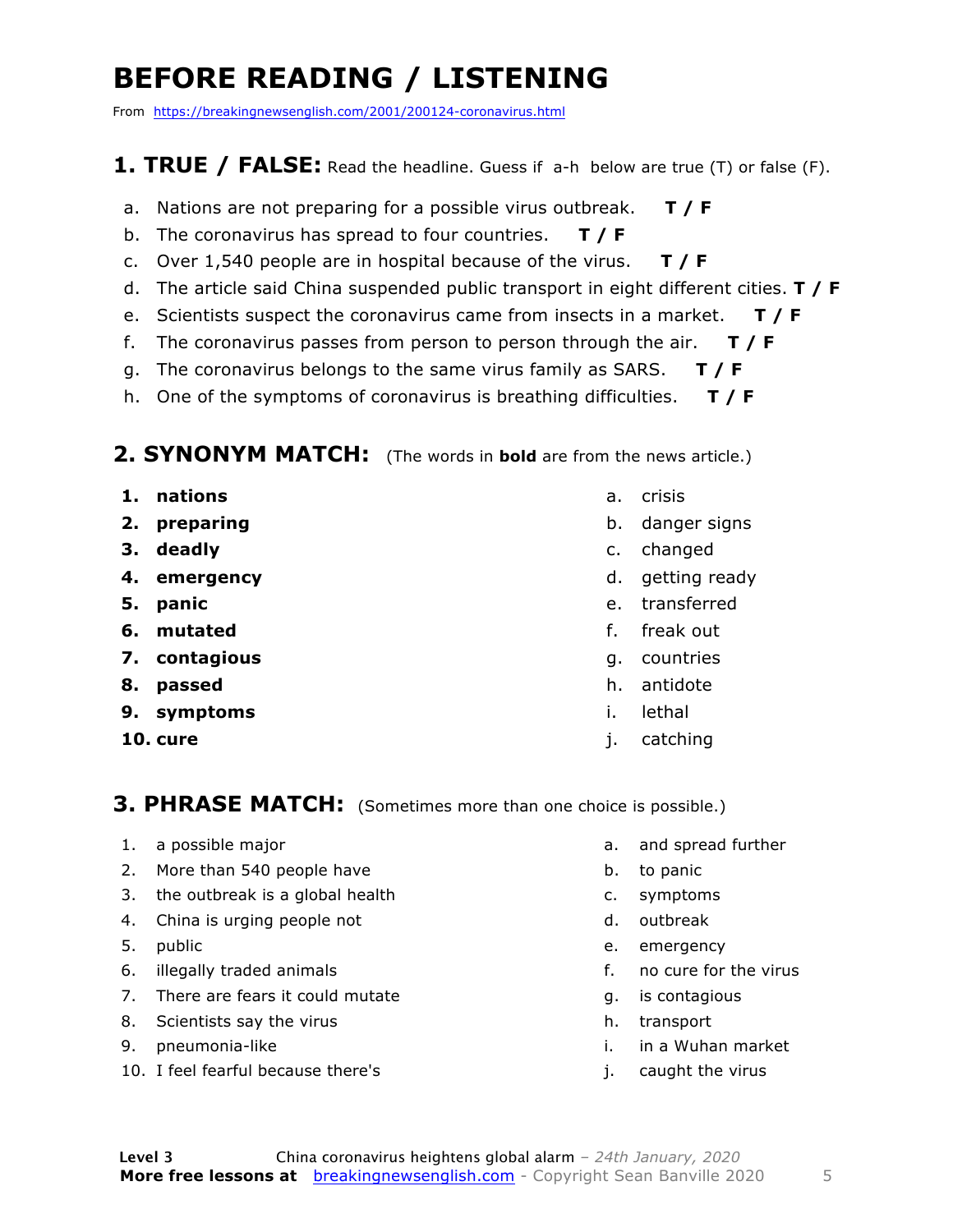# BEFORE READING / LISTENING

From https://breakingnewsenglish.com/2001/200124-coronavirus.html

## 1. TRUE / FALSE: Read the headline. Guess if a-h below are true (T) or false (F).

a. Nations are not preparing for a possible virus outbreak. **T / F**

b. The coronavirus has spread to four countries. **T / F**

c. Over 1,540 people are in hospital because of the virus. **T / F**

d. The article said China suspended public transport in eight different cities. **T / F**

e. Scientists suspect the coronavirus came from insects in a market. **T / F**

f. The coronavirus passes from person to person through the air. **T / F**

g. The coronavirus belongs to the same virus family as SARS. **T / F**

h. One of the symptoms of coronavirus is breathing difficulties. **T / F**

## 2. SYNONYM MATCH: (The words in **bold** are from the news article.)

| | |
|---|---|
| 1. **nations** | a. crisis |
| 2. **preparing** | b. danger signs |
| 3. **deadly** | c. changed |
| 4. **emergency** | d. getting ready |
| 5. **panic** | e. transferred |
| 6. **mutated** | f. freak out |
| 7. **contagious** | g. countries |
| 8. **passed** | h. antidote |
| 9. **symptoms** | i. lethal |
| 10. **cure** | j. catching |

## 3. PHRASE MATCH: (Sometimes more than one choice is possible.)

| | |
|---|---|
| 1. a possible major | a. and spread further |
| 2. More than 540 people have | b. to panic |
| 3. the outbreak is a global health | c. symptoms |
| 4. China is urging people not | d. outbreak |
| 5. public | e. emergency |
| 6. illegally traded animals | f. no cure for the virus |
| 7. There are fears it could mutate | g. is contagious |
| 8. Scientists say the virus | h. transport |
| 9. pneumonia-like | i. in a Wuhan market |
| 10. I feel fearful because there's | j. caught the virus |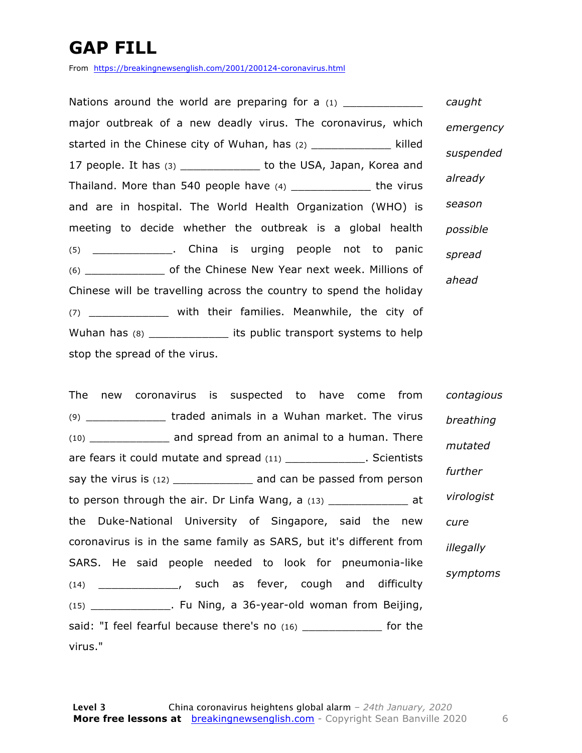# GAP FILL

From https://breakingnewsenglish.com/2001/200124-coronavirus.html

Nations around the world are preparing for a (1) ____________ major outbreak of a new deadly virus. The coronavirus, which started in the Chinese city of Wuhan, has (2) ____________ killed 17 people. It has (3) ____________ to the USA, Japan, Korea and Thailand. More than 540 people have (4) ____________ the virus and are in hospital. The World Health Organization (WHO) is meeting to decide whether the outbreak is a global health (5) ____________. China is urging people not to panic (6) ____________ of the Chinese New Year next week. Millions of Chinese will be travelling across the country to spend the holiday (7) ____________ with their families. Meanwhile, the city of Wuhan has (8) ____________ its public transport systems to help stop the spread of the virus.

*caught*
*emergency*
*suspended*
*already*
*season*
*possible*
*spread*
*ahead*

The new coronavirus is suspected to have come from (9) ____________ traded animals in a Wuhan market. The virus (10) ____________ and spread from an animal to a human. There are fears it could mutate and spread (11) ____________. Scientists say the virus is (12) ____________ and can be passed from person to person through the air. Dr Linfa Wang, a (13) ____________ at the Duke-National University of Singapore, said the new coronavirus is in the same family as SARS, but it's different from SARS. He said people needed to look for pneumonia-like (14) ____________, such as fever, cough and difficulty (15) ____________. Fu Ning, a 36-year-old woman from Beijing, said: "I feel fearful because there's no (16) ____________ for the virus."

*contagious*
*breathing*
*mutated*
*further*
*virologist*
*cure*
*illegally*
*symptoms*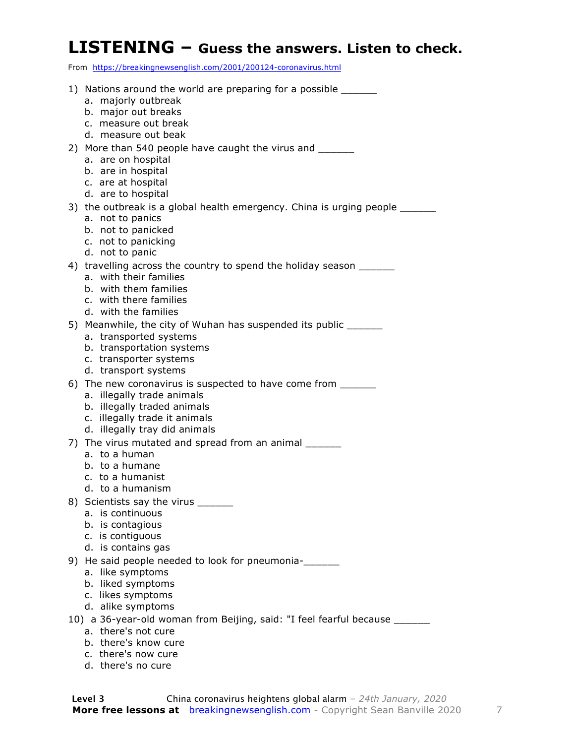# LISTENING – Guess the answers. Listen to check.

From https://breakingnewsenglish.com/2001/200124-coronavirus.html

1) Nations around the world are preparing for a possible ______
   a. majorly outbreak
   b. major out breaks
   c. measure out break
   d. measure out beak

2) More than 540 people have caught the virus and ______
   a. are on hospital
   b. are in hospital
   c. are at hospital
   d. are to hospital

3) the outbreak is a global health emergency. China is urging people ______
   a. not to panics
   b. not to panicked
   c. not to panicking
   d. not to panic

4) travelling across the country to spend the holiday season ______
   a. with their families
   b. with them families
   c. with there families
   d. with the families

5) Meanwhile, the city of Wuhan has suspended its public ______
   a. transported systems
   b. transportation systems
   c. transporter systems
   d. transport systems

6) The new coronavirus is suspected to have come from ______
   a. illegally trade animals
   b. illegally traded animals
   c. illegally trade it animals
   d. illegally tray did animals

7) The virus mutated and spread from an animal ______
   a. to a human
   b. to a humane
   c. to a humanist
   d. to a humanism

8) Scientists say the virus ______
   a. is continuous
   b. is contagious
   c. is contiguous
   d. is contains gas

9) He said people needed to look for pneumonia-______
   a. like symptoms
   b. liked symptoms
   c. likes symptoms
   d. alike symptoms

10) a 36-year-old woman from Beijing, said: "I feel fearful because ______
   a. there's not cure
   b. there's know cure
   c. there's now cure
   d. there's no cure

**Level 3** China coronavirus heightens global alarm – *24th January, 2020*
**More free lessons at** breakingnewsenglish.com - Copyright Sean Banville 2020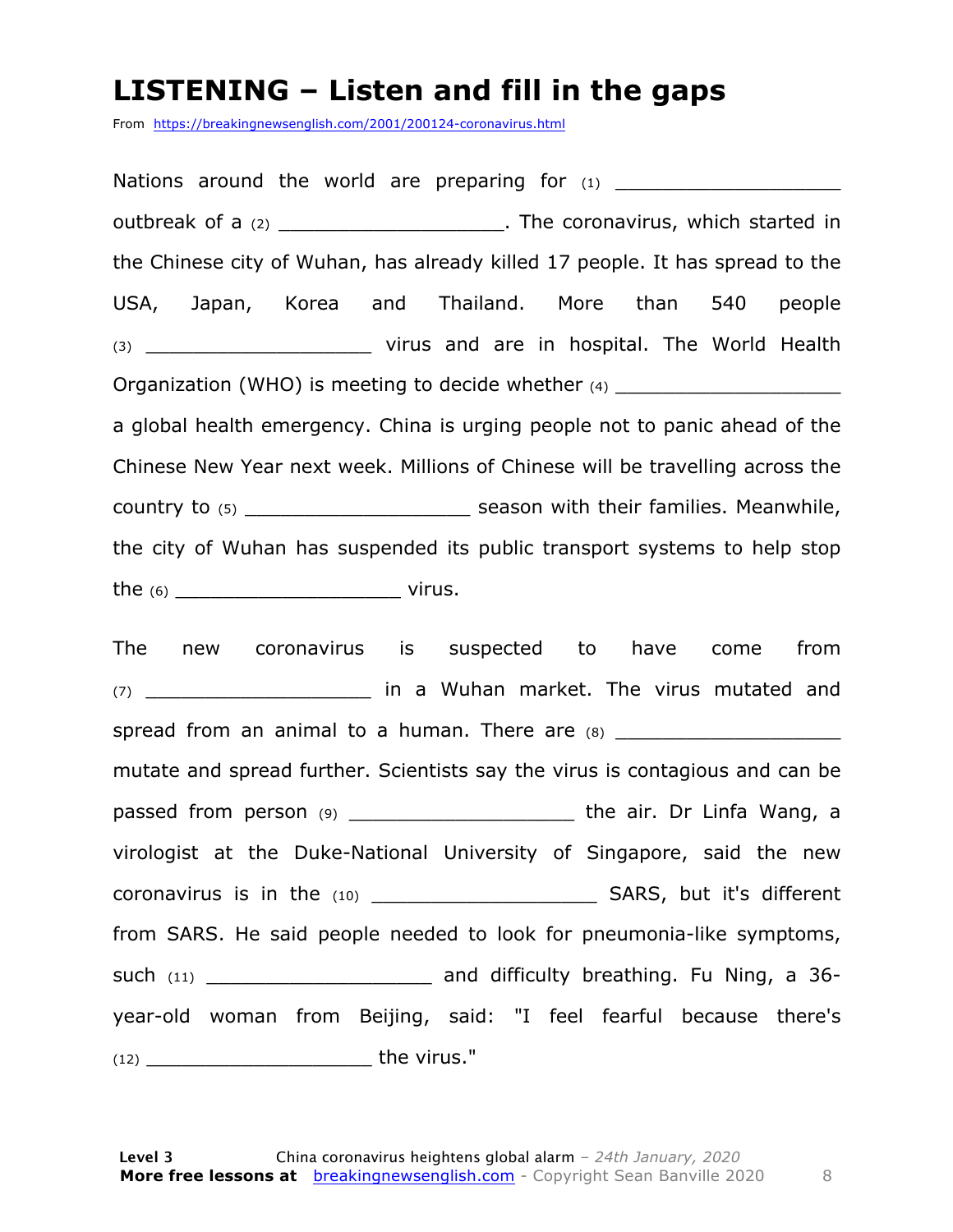# LISTENING – Listen and fill in the gaps

From https://breakingnewsenglish.com/2001/200124-coronavirus.html

Nations around the world are preparing for (1) ___________________ outbreak of a (2) ___________________. The coronavirus, which started in the Chinese city of Wuhan, has already killed 17 people. It has spread to the USA, Japan, Korea and Thailand. More than 540 people (3) ___________________ virus and are in hospital. The World Health Organization (WHO) is meeting to decide whether (4) ___________________ a global health emergency. China is urging people not to panic ahead of the Chinese New Year next week. Millions of Chinese will be travelling across the country to (5) ___________________ season with their families. Meanwhile, the city of Wuhan has suspended its public transport systems to help stop the (6) ___________________ virus.

The new coronavirus is suspected to have come from (7) ___________________ in a Wuhan market. The virus mutated and spread from an animal to a human. There are (8) ___________________ mutate and spread further. Scientists say the virus is contagious and can be passed from person (9) ___________________ the air. Dr Linfa Wang, a virologist at the Duke-National University of Singapore, said the new coronavirus is in the (10) ___________________ SARS, but it's different from SARS. He said people needed to look for pneumonia-like symptoms, such (11) ___________________ and difficulty breathing. Fu Ning, a 36-year-old woman from Beijing, said: "I feel fearful because there's (12) ___________________ the virus."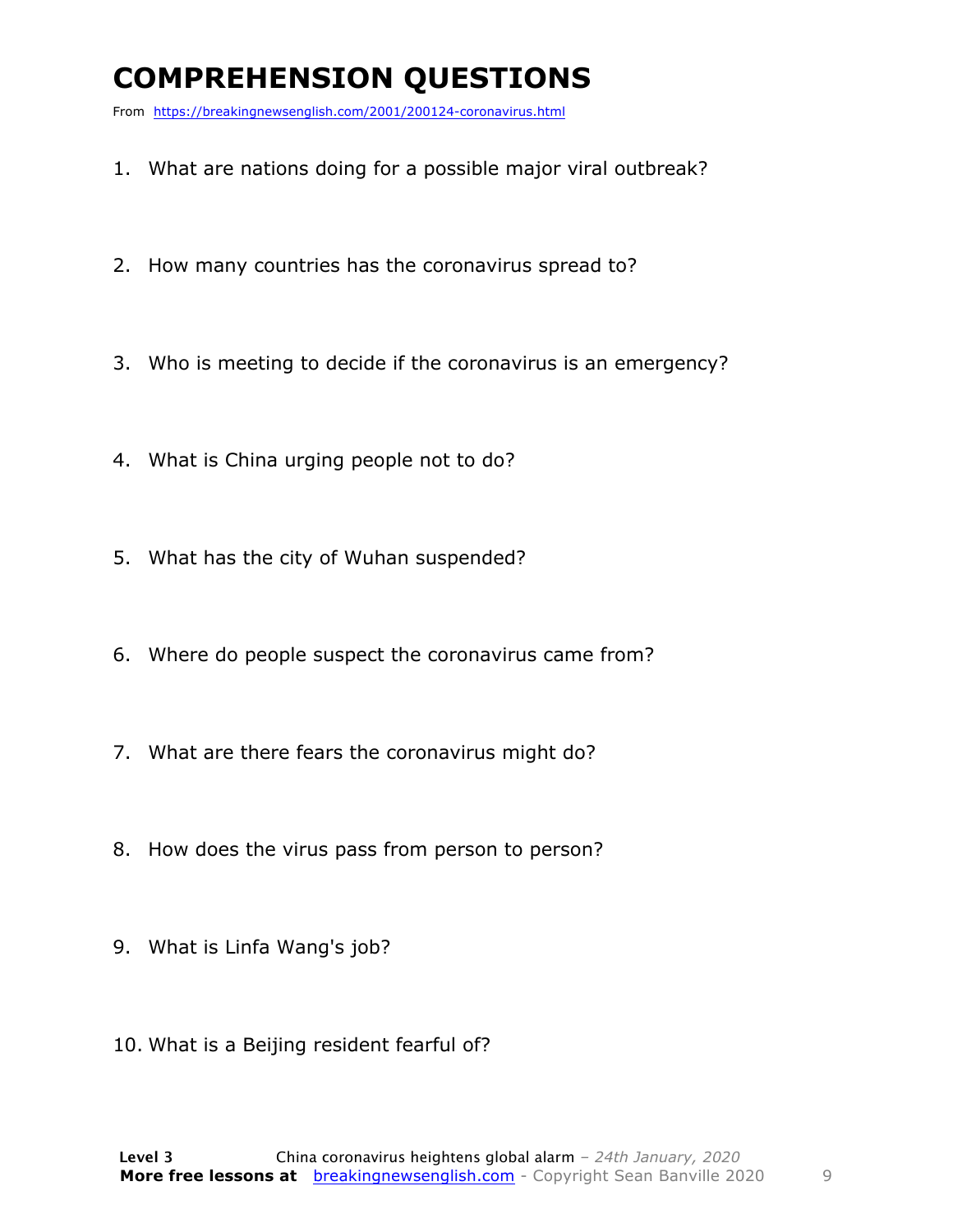# COMPREHENSION QUESTIONS

From https://breakingnewsenglish.com/2001/200124-coronavirus.html

1. What are nations doing for a possible major viral outbreak?
2. How many countries has the coronavirus spread to?
3. Who is meeting to decide if the coronavirus is an emergency?
4. What is China urging people not to do?
5. What has the city of Wuhan suspended?
6. Where do people suspect the coronavirus came from?
7. What are there fears the coronavirus might do?
8. How does the virus pass from person to person?
9. What is Linfa Wang's job?
10. What is a Beijing resident fearful of?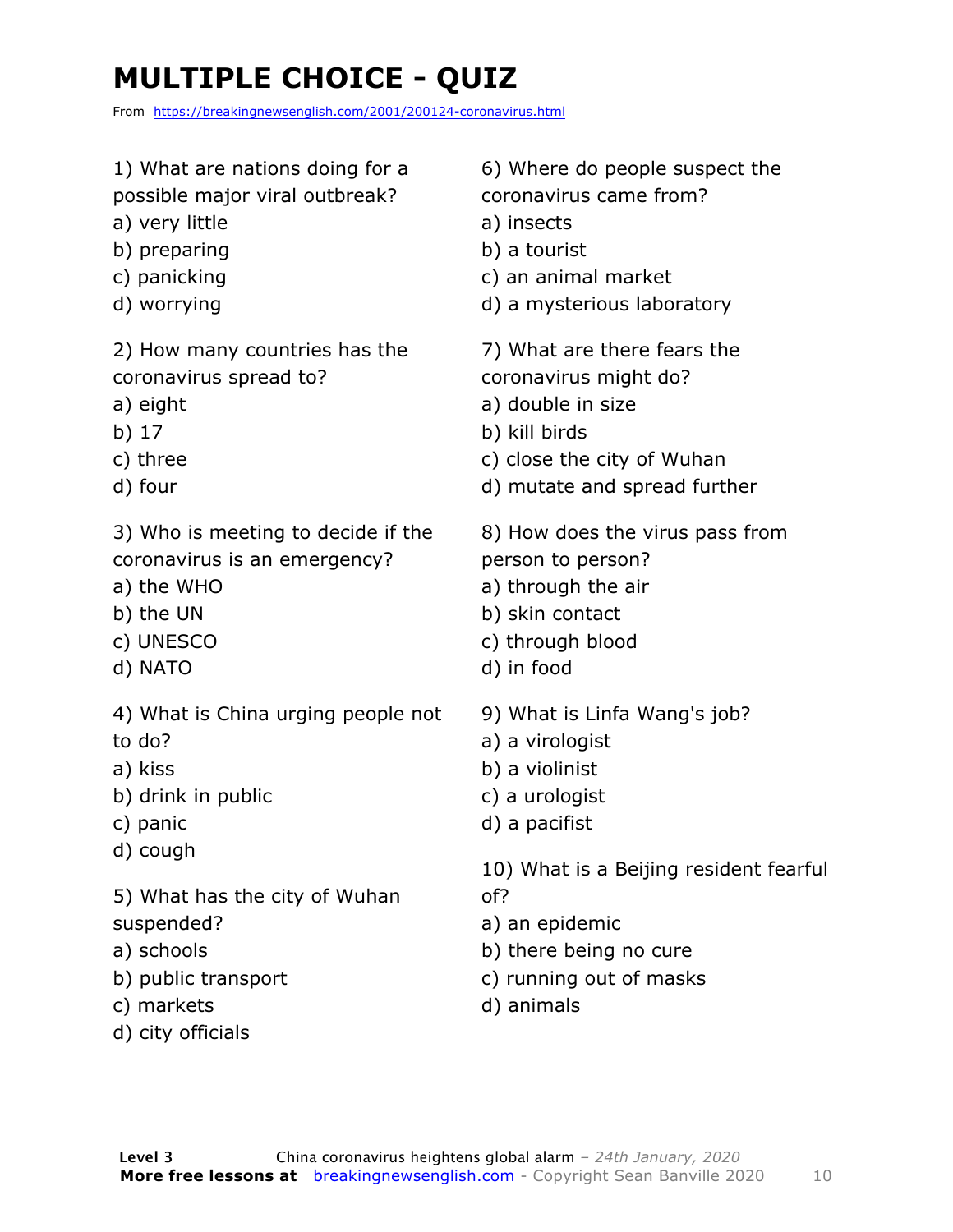# MULTIPLE CHOICE - QUIZ

From https://breakingnewsenglish.com/2001/200124-coronavirus.html

1) What are nations doing for a possible major viral outbreak?
a) very little
b) preparing
c) panicking
d) worrying

2) How many countries has the coronavirus spread to?
a) eight
b) 17
c) three
d) four

3) Who is meeting to decide if the coronavirus is an emergency?
a) the WHO
b) the UN
c) UNESCO
d) NATO

4) What is China urging people not to do?
a) kiss
b) drink in public
c) panic
d) cough

5) What has the city of Wuhan suspended?
a) schools
b) public transport
c) markets
d) city officials

6) Where do people suspect the coronavirus came from?
a) insects
b) a tourist
c) an animal market
d) a mysterious laboratory

7) What are there fears the coronavirus might do?
a) double in size
b) kill birds
c) close the city of Wuhan
d) mutate and spread further

8) How does the virus pass from person to person?
a) through the air
b) skin contact
c) through blood
d) in food

9) What is Linfa Wang's job?
a) a virologist
b) a violinist
c) a urologist
d) a pacifist

10) What is a Beijing resident fearful of?
a) an epidemic
b) there being no cure
c) running out of masks
d) animals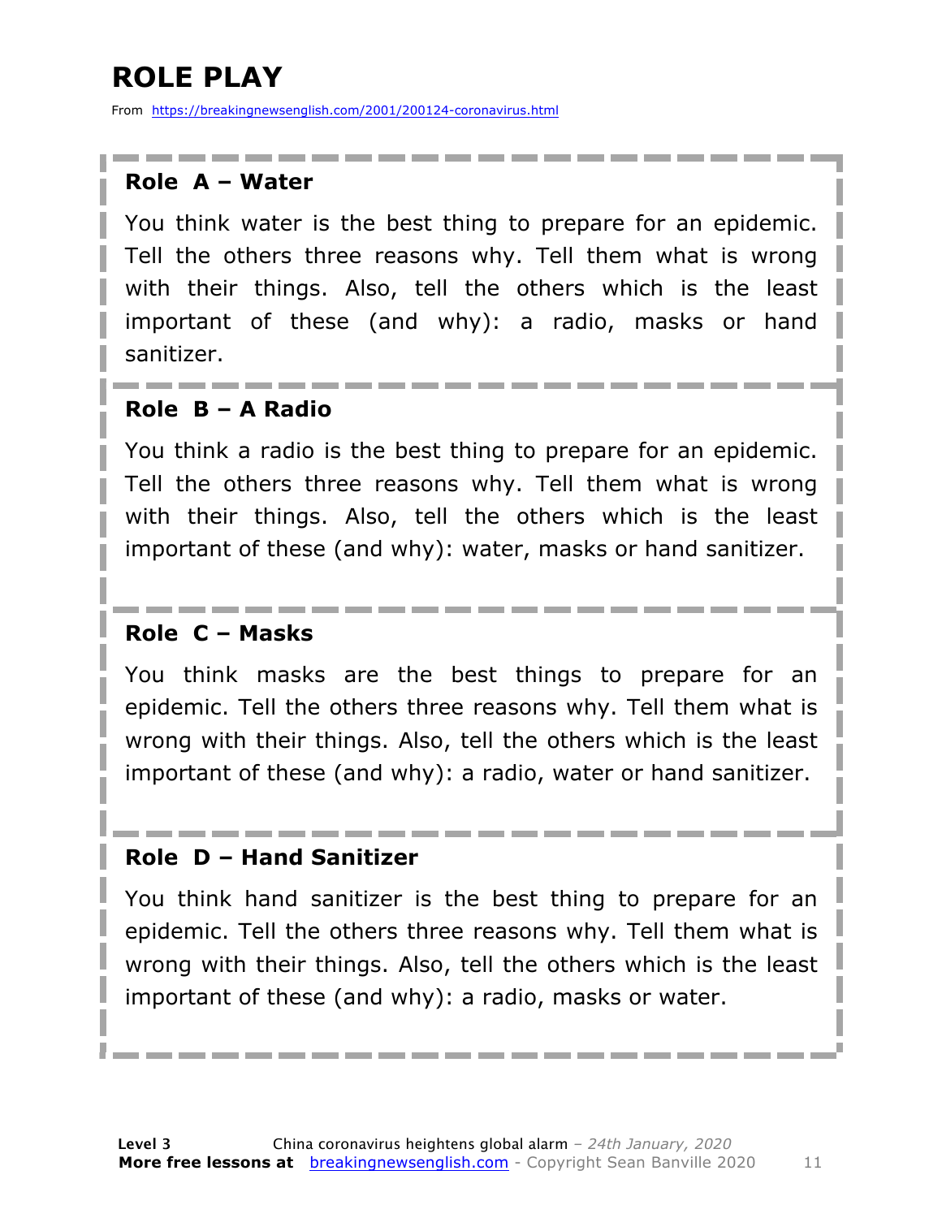# ROLE PLAY

From https://breakingnewsenglish.com/2001/200124-coronavirus.html

### Role A – Water

You think water is the best thing to prepare for an epidemic. Tell the others three reasons why. Tell them what is wrong with their things. Also, tell the others which is the least important of these (and why): a radio, masks or hand sanitizer.

### Role B – A Radio

You think a radio is the best thing to prepare for an epidemic. Tell the others three reasons why. Tell them what is wrong with their things. Also, tell the others which is the least important of these (and why): water, masks or hand sanitizer.

### Role C – Masks

You think masks are the best things to prepare for an epidemic. Tell the others three reasons why. Tell them what is wrong with their things. Also, tell the others which is the least important of these (and why): a radio, water or hand sanitizer.

### Role D – Hand Sanitizer

You think hand sanitizer is the best thing to prepare for an epidemic. Tell the others three reasons why. Tell them what is wrong with their things. Also, tell the others which is the least important of these (and why): a radio, masks or water.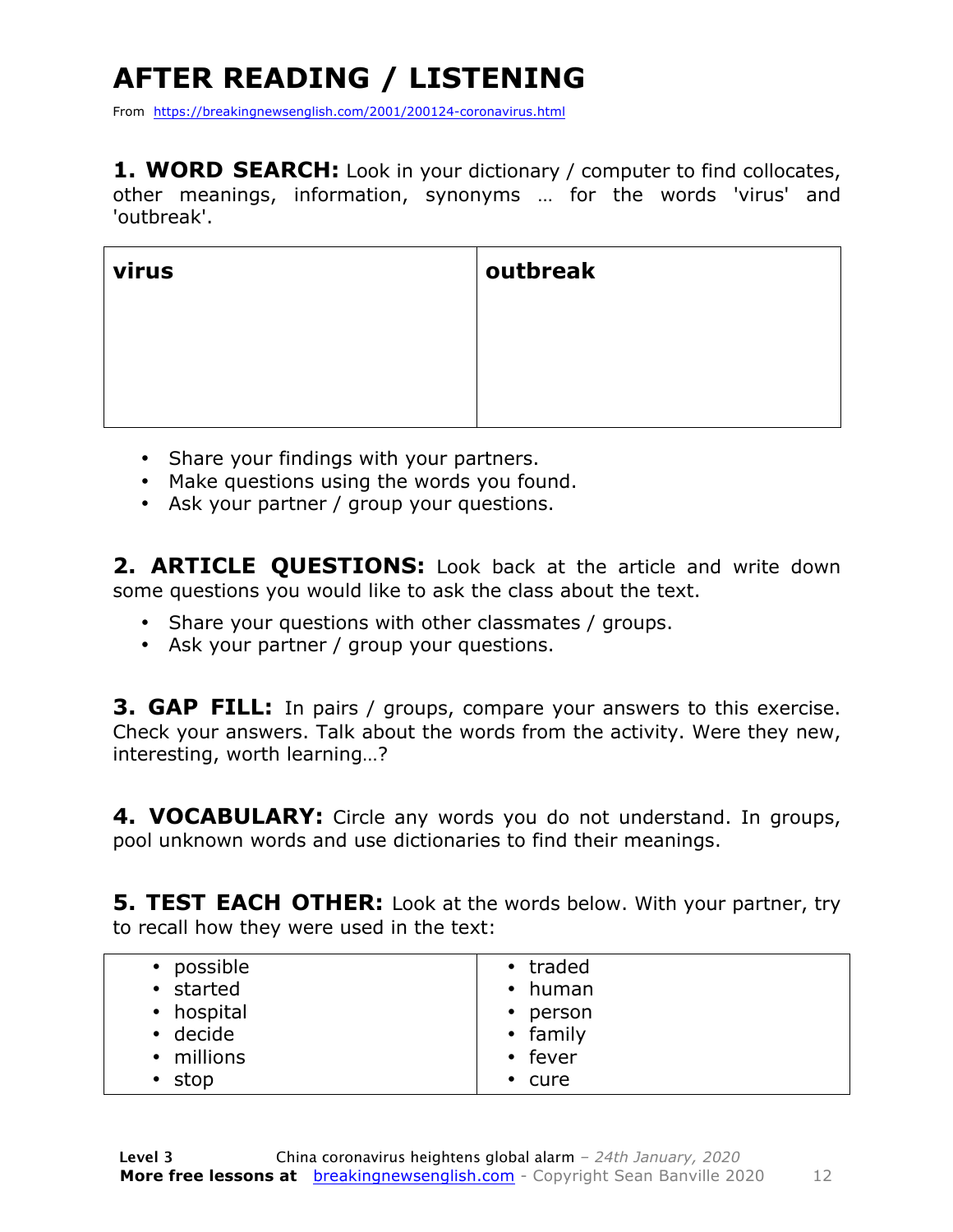# AFTER READING / LISTENING

From https://breakingnewsenglish.com/2001/200124-coronavirus.html

**1. WORD SEARCH:** Look in your dictionary / computer to find collocates, other meanings, information, synonyms … for the words 'virus' and 'outbreak'.

| **virus** | **outbreak** |
|---|---|
| | |

- Share your findings with your partners.
- Make questions using the words you found.
- Ask your partner / group your questions.

**2. ARTICLE QUESTIONS:** Look back at the article and write down some questions you would like to ask the class about the text.

- Share your questions with other classmates / groups.
- Ask your partner / group your questions.

**3. GAP FILL:** In pairs / groups, compare your answers to this exercise. Check your answers. Talk about the words from the activity. Were they new, interesting, worth learning…?

**4. VOCABULARY:** Circle any words you do not understand. In groups, pool unknown words and use dictionaries to find their meanings.

**5. TEST EACH OTHER:** Look at the words below. With your partner, try to recall how they were used in the text:

| | |
|---|---|
| • possible | • traded |
| • started | • human |
| • hospital | • person |
| • decide | • family |
| • millions | • fever |
| • stop | • cure |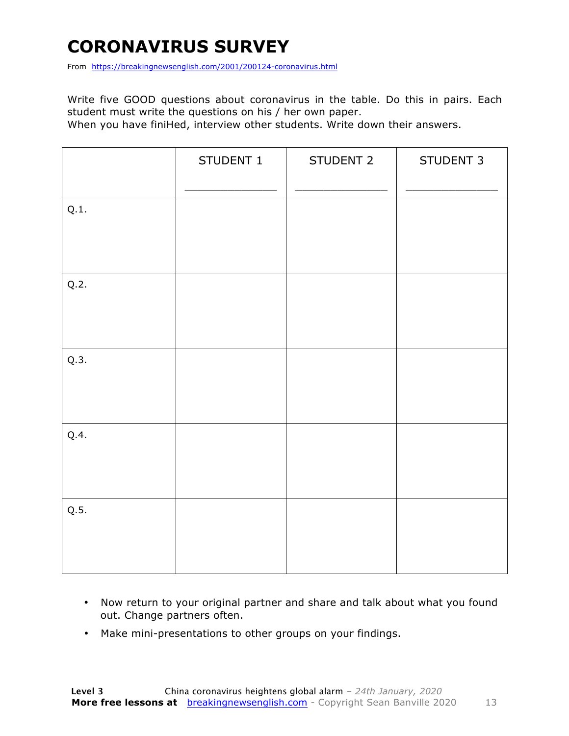# CORONAVIRUS SURVEY

From https://breakingnewsenglish.com/2001/200124-coronavirus.html

Write five GOOD questions about coronavirus in the table. Do this in pairs. Each student must write the questions on his / her own paper.

When you have finiHed, interview other students. Write down their answers.

| | STUDENT 1<br>_____________ | STUDENT 2<br>_____________ | STUDENT 3<br>_____________ |
|---|---|---|---|
| Q.1. | | | |
| Q.2. | | | |
| Q.3. | | | |
| Q.4. | | | |
| Q.5. | | | |

- Now return to your original partner and share and talk about what you found out. Change partners often.
- Make mini-presentations to other groups on your findings.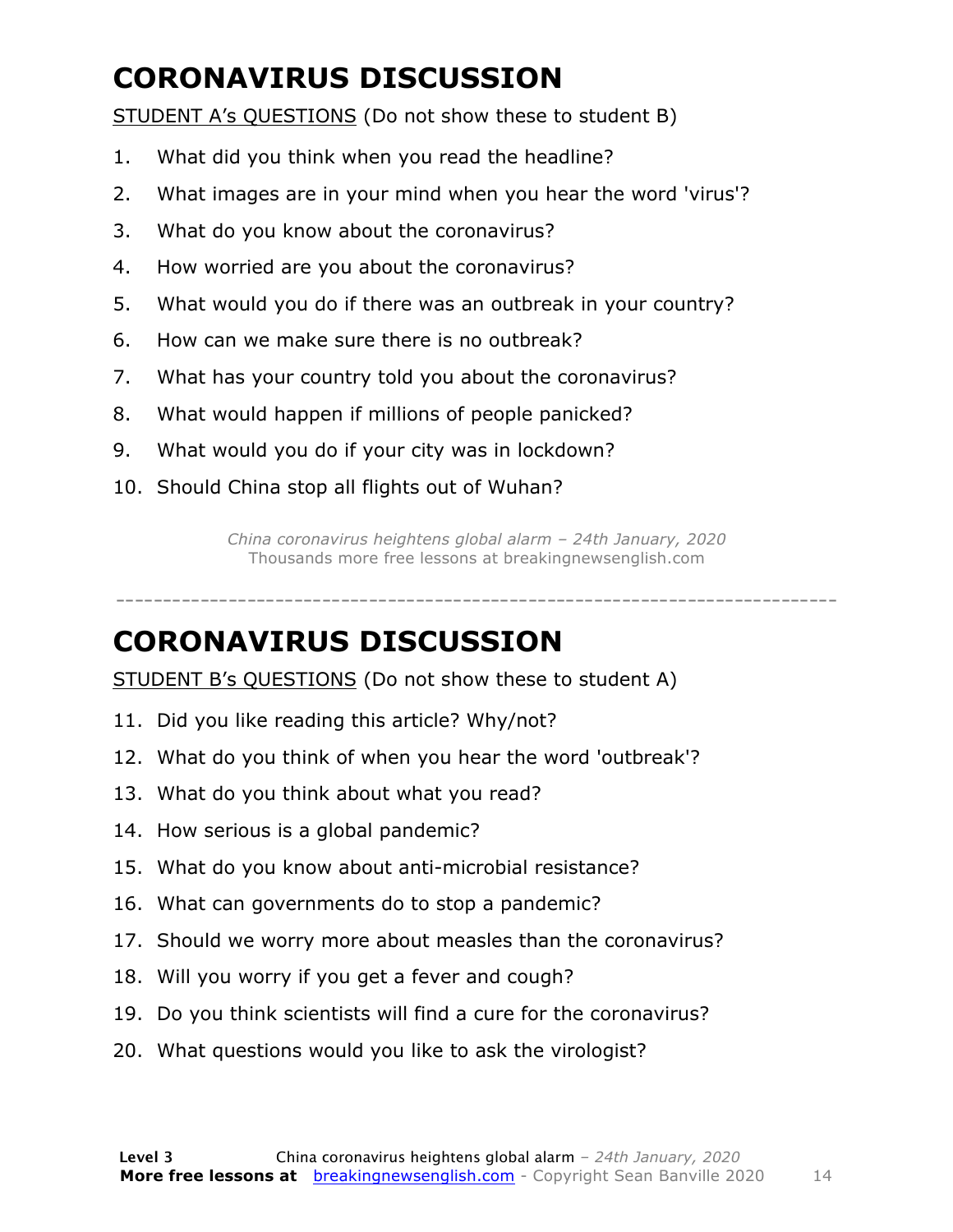# CORONAVIRUS DISCUSSION

STUDENT A's QUESTIONS (Do not show these to student B)

1. What did you think when you read the headline?
2. What images are in your mind when you hear the word 'virus'?
3. What do you know about the coronavirus?
4. How worried are you about the coronavirus?
5. What would you do if there was an outbreak in your country?
6. How can we make sure there is no outbreak?
7. What has your country told you about the coronavirus?
8. What would happen if millions of people panicked?
9. What would you do if your city was in lockdown?
10. Should China stop all flights out of Wuhan?

*China coronavirus heightens global alarm – 24th January, 2020*
Thousands more free lessons at breakingnewsenglish.com

---

# CORONAVIRUS DISCUSSION

STUDENT B's QUESTIONS (Do not show these to student A)

11. Did you like reading this article? Why/not?
12. What do you think of when you hear the word 'outbreak'?
13. What do you think about what you read?
14. How serious is a global pandemic?
15. What do you know about anti-microbial resistance?
16. What can governments do to stop a pandemic?
17. Should we worry more about measles than the coronavirus?
18. Will you worry if you get a fever and cough?
19. Do you think scientists will find a cure for the coronavirus?
20. What questions would you like to ask the virologist?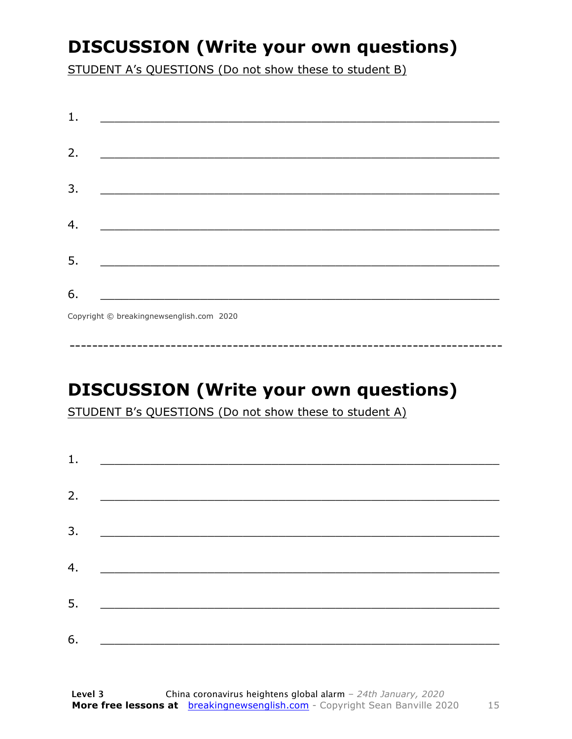## DISCUSSION (Write your own questions)

STUDENT A's QUESTIONS (Do not show these to student B)

1. ___________________________________________________________

2. ___________________________________________________________

3. ___________________________________________________________

4. ___________________________________________________________

5. ___________________________________________________________

6. ___________________________________________________________

Copyright © breakingnewsenglish.com 2020

---------------------------------------------------------------------------

## DISCUSSION (Write your own questions)

STUDENT B's QUESTIONS (Do not show these to student A)

1. ___________________________________________________________

2. ___________________________________________________________

3. ___________________________________________________________

4. ___________________________________________________________

5. ___________________________________________________________

6. ___________________________________________________________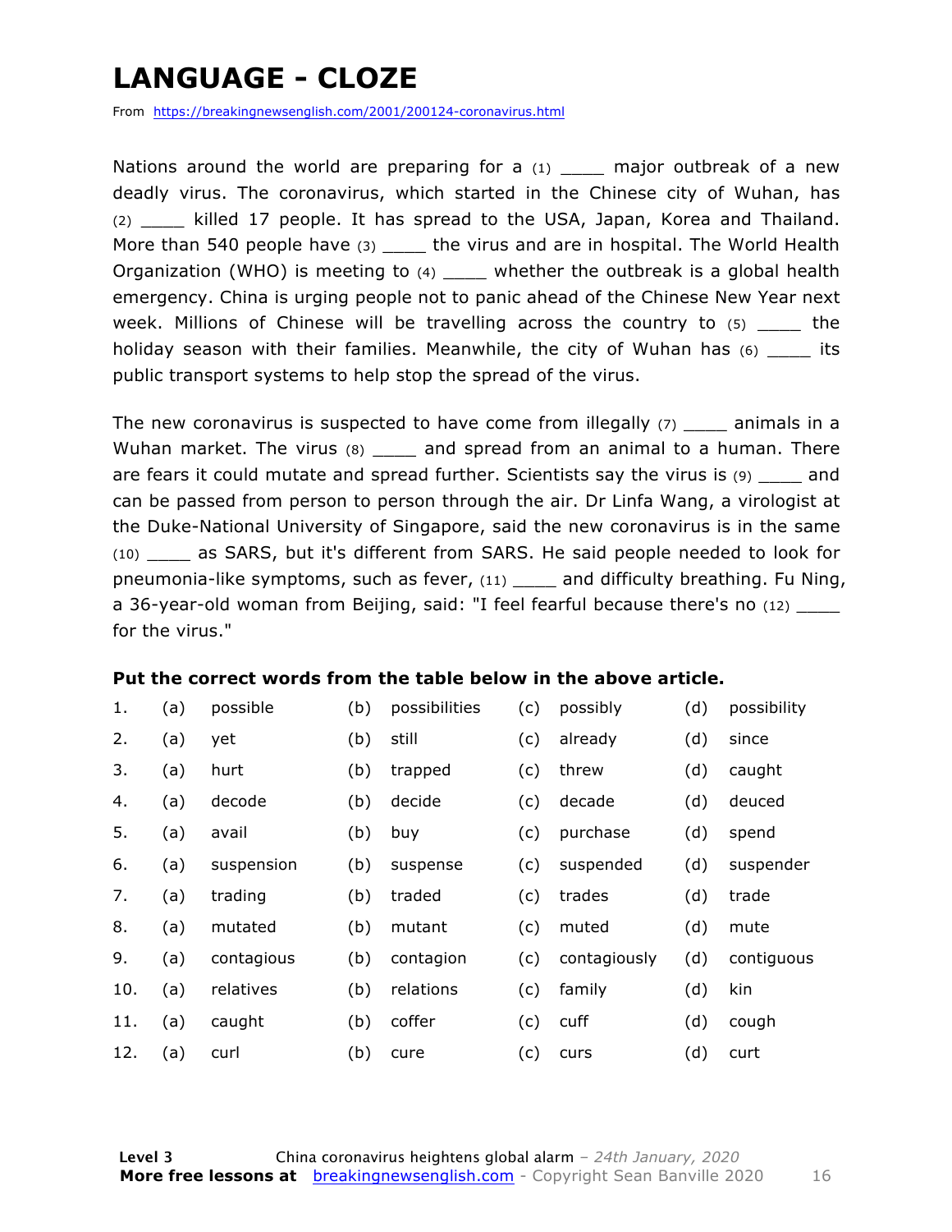# LANGUAGE - CLOZE

From https://breakingnewsenglish.com/2001/200124-coronavirus.html

Nations around the world are preparing for a (1) ____ major outbreak of a new deadly virus. The coronavirus, which started in the Chinese city of Wuhan, has (2) ____ killed 17 people. It has spread to the USA, Japan, Korea and Thailand. More than 540 people have (3) ____ the virus and are in hospital. The World Health Organization (WHO) is meeting to (4) ____ whether the outbreak is a global health emergency. China is urging people not to panic ahead of the Chinese New Year next week. Millions of Chinese will be travelling across the country to (5) ____ the holiday season with their families. Meanwhile, the city of Wuhan has (6) ____ its public transport systems to help stop the spread of the virus.

The new coronavirus is suspected to have come from illegally (7) ____ animals in a Wuhan market. The virus (8) ____ and spread from an animal to a human. There are fears it could mutate and spread further. Scientists say the virus is (9) ____ and can be passed from person to person through the air. Dr Linfa Wang, a virologist at the Duke-National University of Singapore, said the new coronavirus is in the same (10) ____ as SARS, but it's different from SARS. He said people needed to look for pneumonia-like symptoms, such as fever, (11) ____ and difficulty breathing. Fu Ning, a 36-year-old woman from Beijing, said: "I feel fearful because there's no (12) ____ for the virus."

**Put the correct words from the table below in the above article.**

| | | | | | | | | |
|---|---|---|---|---|---|---|---|---|
| 1. | (a) | possible | (b) | possibilities | (c) | possibly | (d) | possibility |
| 2. | (a) | yet | (b) | still | (c) | already | (d) | since |
| 3. | (a) | hurt | (b) | trapped | (c) | threw | (d) | caught |
| 4. | (a) | decode | (b) | decide | (c) | decade | (d) | deuced |
| 5. | (a) | avail | (b) | buy | (c) | purchase | (d) | spend |
| 6. | (a) | suspension | (b) | suspense | (c) | suspended | (d) | suspender |
| 7. | (a) | trading | (b) | traded | (c) | trades | (d) | trade |
| 8. | (a) | mutated | (b) | mutant | (c) | muted | (d) | mute |
| 9. | (a) | contagious | (b) | contagion | (c) | contagiously | (d) | contiguous |
| 10. | (a) | relatives | (b) | relations | (c) | family | (d) | kin |
| 11. | (a) | caught | (b) | coffer | (c) | cuff | (d) | cough |
| 12. | (a) | curl | (b) | cure | (c) | curs | (d) | curt |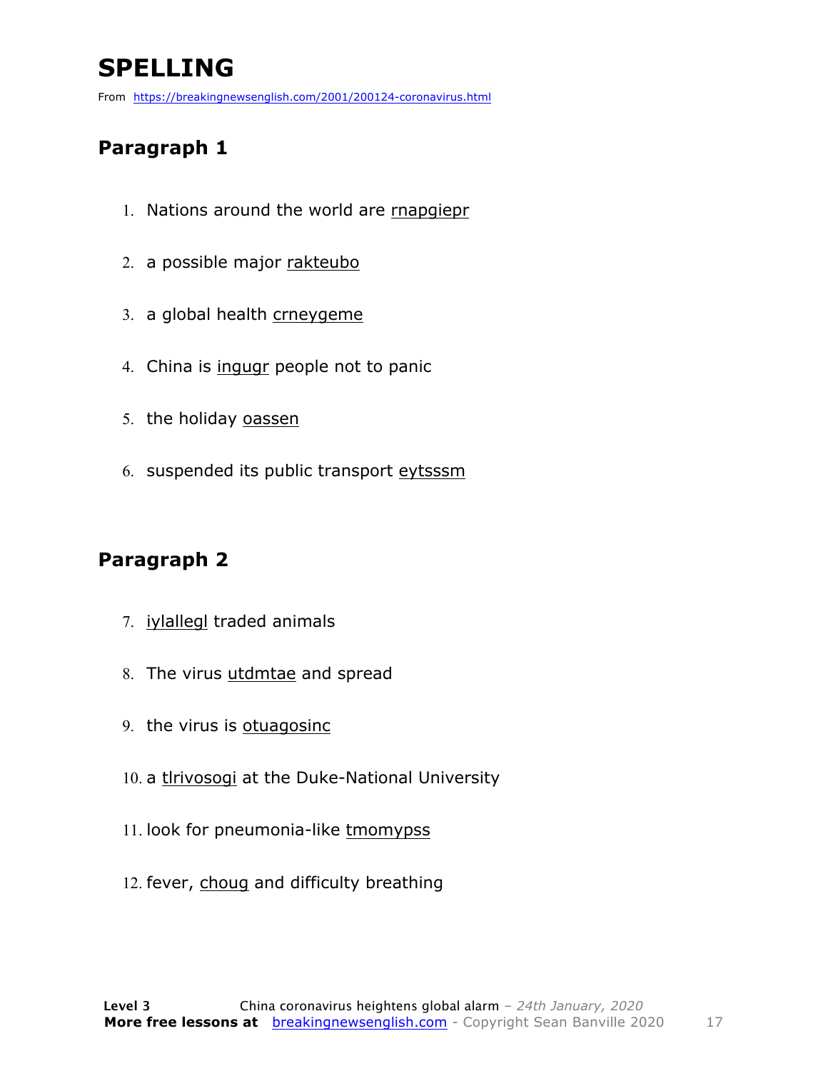# SPELLING

From https://breakingnewsenglish.com/2001/200124-coronavirus.html

## Paragraph 1

1. Nations around the world are rnapgiepr
2. a possible major rakteubo
3. a global health crneygeme
4. China is ingugr people not to panic
5. the holiday oassen
6. suspended its public transport eytsssm

## Paragraph 2

7. iylallegl traded animals
8. The virus utdmtae and spread
9. the virus is otuagosinc
10. a tlrivosogi at the Duke-National University
11. look for pneumonia-like tmomypss
12. fever, choug and difficulty breathing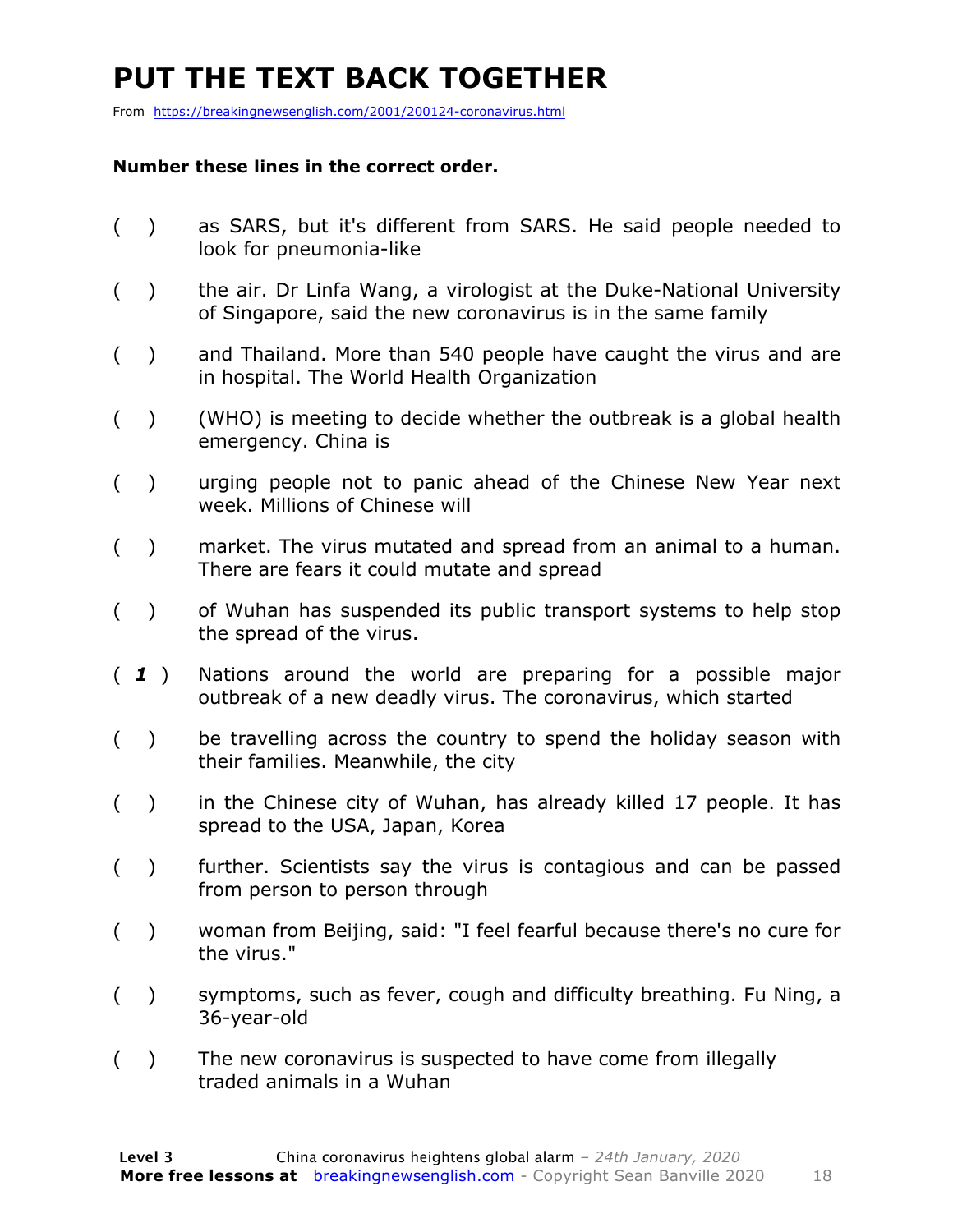# PUT THE TEXT BACK TOGETHER

From https://breakingnewsenglish.com/2001/200124-coronavirus.html

**Number these lines in the correct order.**

( ) as SARS, but it's different from SARS. He said people needed to look for pneumonia-like

( ) the air. Dr Linfa Wang, a virologist at the Duke-National University of Singapore, said the new coronavirus is in the same family

( ) and Thailand. More than 540 people have caught the virus and are in hospital. The World Health Organization

( ) (WHO) is meeting to decide whether the outbreak is a global health emergency. China is

( ) urging people not to panic ahead of the Chinese New Year next week. Millions of Chinese will

( ) market. The virus mutated and spread from an animal to a human. There are fears it could mutate and spread

( ) of Wuhan has suspended its public transport systems to help stop the spread of the virus.

( ***1*** ) Nations around the world are preparing for a possible major outbreak of a new deadly virus. The coronavirus, which started

( ) be travelling across the country to spend the holiday season with their families. Meanwhile, the city

( ) in the Chinese city of Wuhan, has already killed 17 people. It has spread to the USA, Japan, Korea

( ) further. Scientists say the virus is contagious and can be passed from person to person through

( ) woman from Beijing, said: "I feel fearful because there's no cure for the virus."

( ) symptoms, such as fever, cough and difficulty breathing. Fu Ning, a 36-year-old

( ) The new coronavirus is suspected to have come from illegally traded animals in a Wuhan

**Level 3** China coronavirus heightens global alarm – *24th January, 2020*
**More free lessons at** breakingnewsenglish.com - Copyright Sean Banville 2020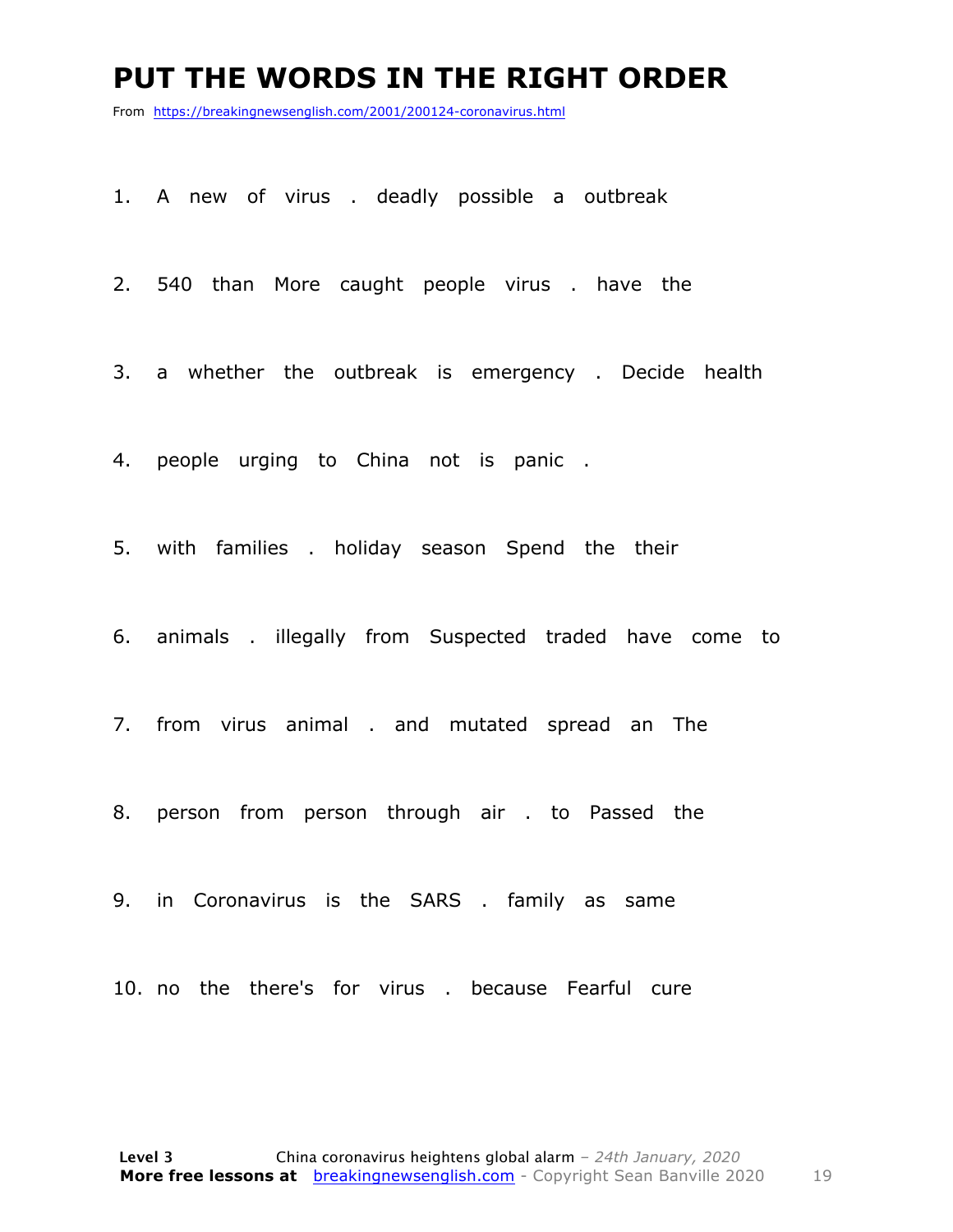# PUT THE WORDS IN THE RIGHT ORDER

From https://breakingnewsenglish.com/2001/200124-coronavirus.html

1. A new of virus . deadly possible a outbreak

2. 540 than More caught people virus . have the

3. a whether the outbreak is emergency . Decide health

4. people urging to China not is panic .

5. with families . holiday season Spend the their

6. animals . illegally from Suspected traded have come to

7. from virus animal . and mutated spread an The

8. person from person through air . to Passed the

9. in Coronavirus is the SARS . family as same

10. no the there's for virus . because Fearful cure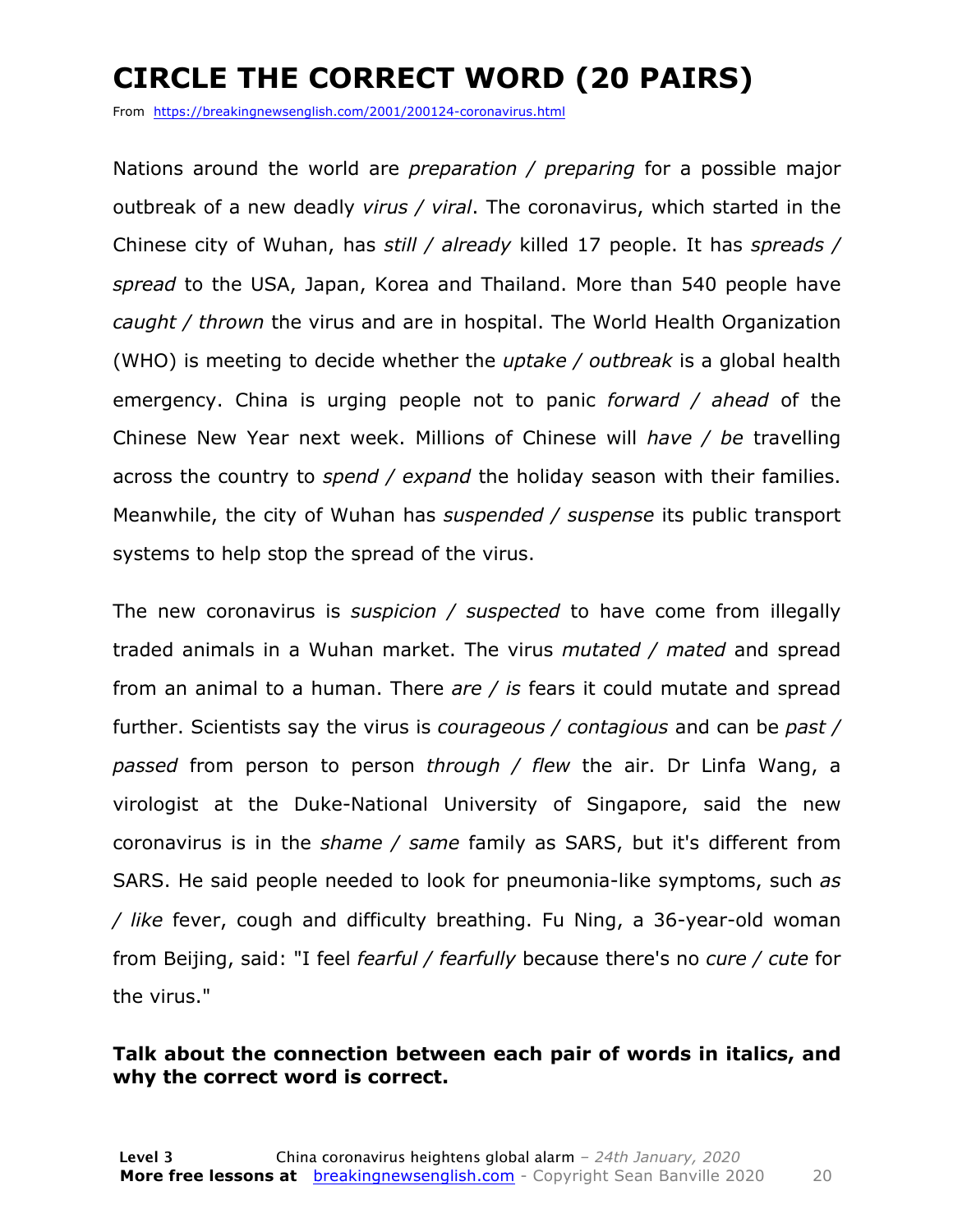# CIRCLE THE CORRECT WORD (20 PAIRS)

From https://breakingnewsenglish.com/2001/200124-coronavirus.html

Nations around the world are *preparation / preparing* for a possible major outbreak of a new deadly *virus / viral*. The coronavirus, which started in the Chinese city of Wuhan, has *still / already* killed 17 people. It has *spreads / spread* to the USA, Japan, Korea and Thailand. More than 540 people have *caught / thrown* the virus and are in hospital. The World Health Organization (WHO) is meeting to decide whether the *uptake / outbreak* is a global health emergency. China is urging people not to panic *forward / ahead* of the Chinese New Year next week. Millions of Chinese will *have / be* travelling across the country to *spend / expand* the holiday season with their families. Meanwhile, the city of Wuhan has *suspended / suspense* its public transport systems to help stop the spread of the virus.

The new coronavirus is *suspicion / suspected* to have come from illegally traded animals in a Wuhan market. The virus *mutated / mated* and spread from an animal to a human. There *are / is* fears it could mutate and spread further. Scientists say the virus is *courageous / contagious* and can be *past / passed* from person to person *through / flew* the air. Dr Linfa Wang, a virologist at the Duke-National University of Singapore, said the new coronavirus is in the *shame / same* family as SARS, but it's different from SARS. He said people needed to look for pneumonia-like symptoms, such *as / like* fever, cough and difficulty breathing. Fu Ning, a 36-year-old woman from Beijing, said: "I feel *fearful / fearfully* because there's no *cure / cute* for the virus."

**Talk about the connection between each pair of words in italics, and why the correct word is correct.**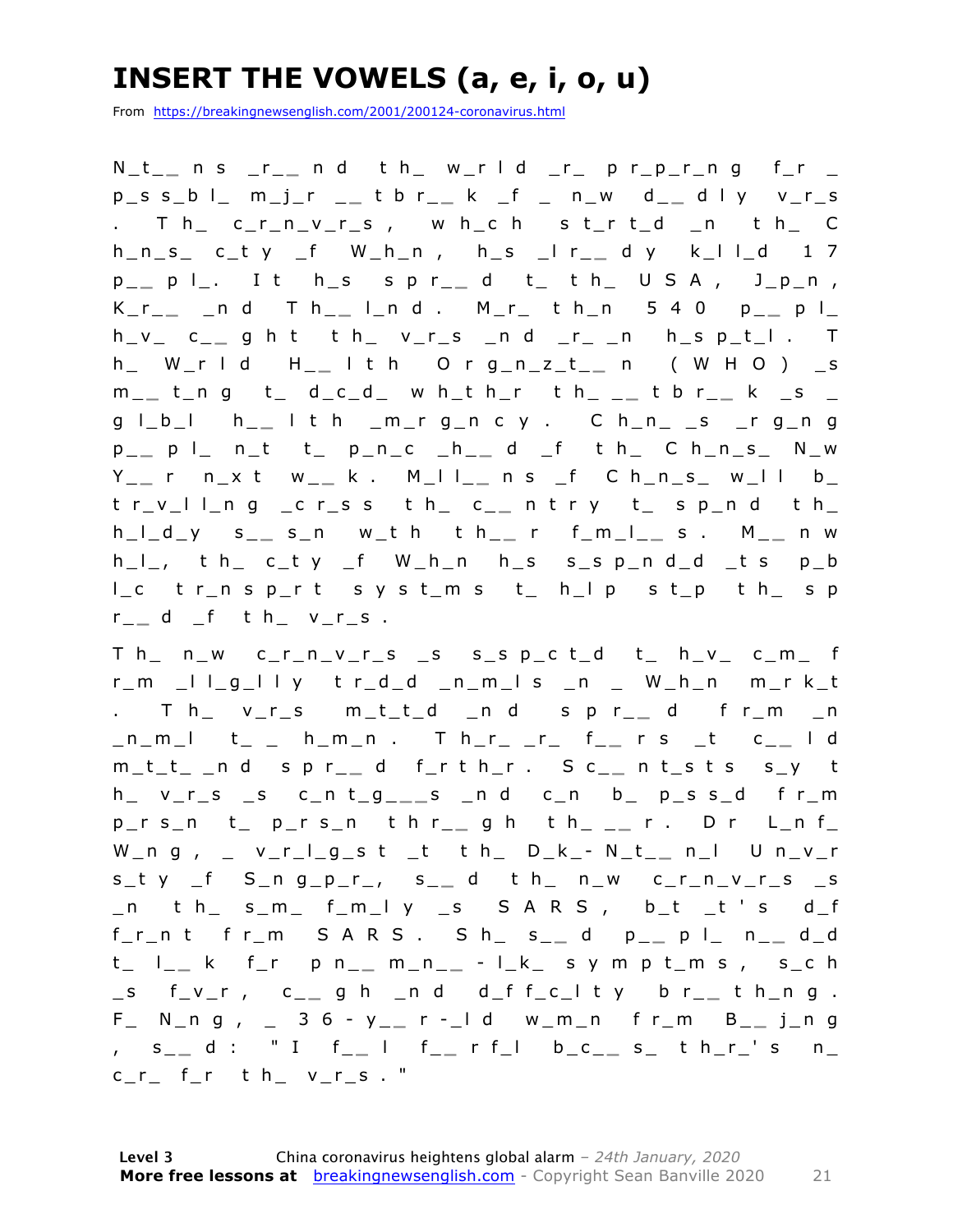# INSERT THE VOWELS (a, e, i, o, u)

From https://breakingnewsenglish.com/2001/200124-coronavirus.html

N_t__ns _r__nd th_ w_rld _r_ pr_p_r_ng f_r _ p_ss_bl_ m_j_r __tbr__k _f _ n_w d__dly v_r_s. Th_ c_r_n_v_r_s, wh_ch st_rt_d _n th_ Ch_n_s_ c_ty _f W_h_n, h_s _lr__dy k_ll_d 17 p__pl_. It h_s spr__d t_ th_ USA, J_p_n, K_r__ _nd Th__l_nd. M_r_ th_n 540 p__pl_ h_v_ c__ght th_ v_r_s _nd _r_ _n h_sp_t_l. Th_ W_rld H__lth Org_n_z_t__n (WHO) _s m__t_ng t_ d_c_d_ wh_th_r th_ __tbr__k _s _ gl_b_l h__lth _m_rg_ncy. Ch_n_ _s _rg_ng p__pl_ n_t t_ p_n_c _h__d _f th_ Ch_n_s_ N_w Y__r n_xt w__k. M_ll__ns _f Ch_n_s_ w_ll b_ tr_v_ll_ng _cr_ss th_ c__ntry t_ sp_nd th_ h_l_d_y s__s_n w_th th__r f_m_l__s. M__nwh_l_, th_ c_ty _f W_h_n h_s s_sp_nd_d _ts p_bl_c tr_nsp_rt syst_ms t_ h_lp st_p th_ spr__d _f th_ v_r_s.

Th_ n_w c_r_n_v_r_s _s s_sp_ct_d t_ h_v_ c_m_ fr_m _ll_g_lly tr_d_d _n_m_ls _n _ W_h_n m_rk_t. Th_ v_r_s m_t_t_d _nd spr__d fr_m _n _n_m_l t_ _ h_m_n. Th_r_ _r_ f__rs _t c__ld m_t_t_ _nd spr__d f_rth_r. Sc__nt_sts s_y th_ v_r_s _s c_nt_g___s _nd c_n b_ p_ss_d fr_m p_rs_n t_ p_rs_n thr__gh th_ __r. Dr L_nf_ W_ng, _ v_r_l_g_st _t th_ D_k_-N_t__n_l Un_v_rs_ty _f S_ng_p_r_, s__d th_ n_w c_r_n_v_r_s _s _n th_ s_m_ f_m_ly _s SARS, b_t _t's d_ff_r_nt fr_m SARS. Sh_ s__d p__pl_ n__d_d t_ l__k f_r pn__m_n__-l_k_ sympt_ms, s_ch _s f_v_r, c__gh _nd d_ff_c_lty br__th_ng. F_ N_ng, _ 36-y__r-_ld w_m_n fr_m B__j_ng, s__d: "I f__l f__rf_l b_c__s_ th_r_'s n_ c_r_ f_r th_ v_r_s."

**Level 3** China coronavirus heightens global alarm – *24th January, 2020*
**More free lessons at** breakingnewsenglish.com - Copyright Sean Banville 2020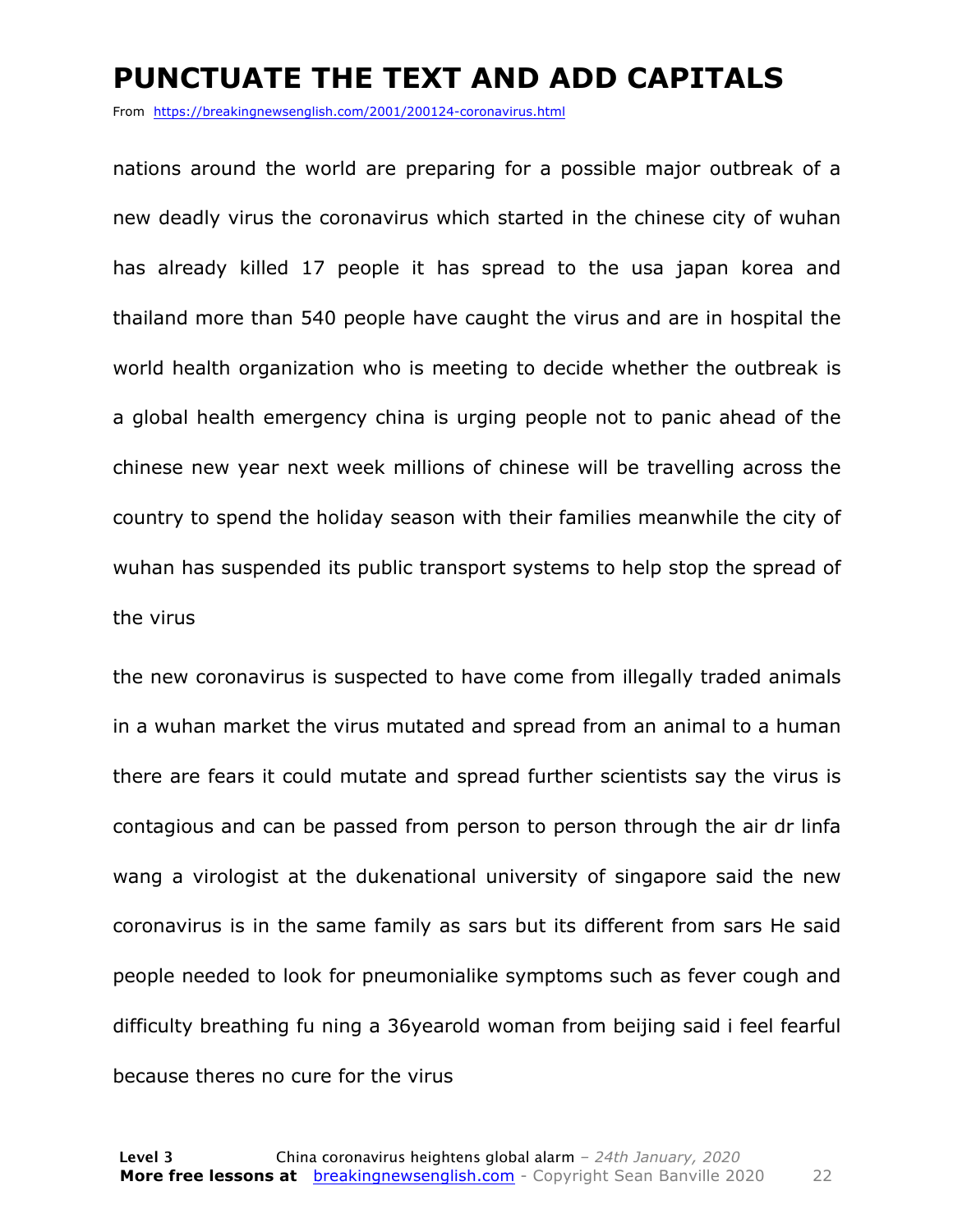# PUNCTUATE THE TEXT AND ADD CAPITALS

From https://breakingnewsenglish.com/2001/200124-coronavirus.html

nations around the world are preparing for a possible major outbreak of a new deadly virus the coronavirus which started in the chinese city of wuhan has already killed 17 people it has spread to the usa japan korea and thailand more than 540 people have caught the virus and are in hospital the world health organization who is meeting to decide whether the outbreak is a global health emergency china is urging people not to panic ahead of the chinese new year next week millions of chinese will be travelling across the country to spend the holiday season with their families meanwhile the city of wuhan has suspended its public transport systems to help stop the spread of the virus

the new coronavirus is suspected to have come from illegally traded animals in a wuhan market the virus mutated and spread from an animal to a human there are fears it could mutate and spread further scientists say the virus is contagious and can be passed from person to person through the air dr linfa wang a virologist at the dukenational university of singapore said the new coronavirus is in the same family as sars but its different from sars He said people needed to look for pneumonialike symptoms such as fever cough and difficulty breathing fu ning a 36yearold woman from beijing said i feel fearful because theres no cure for the virus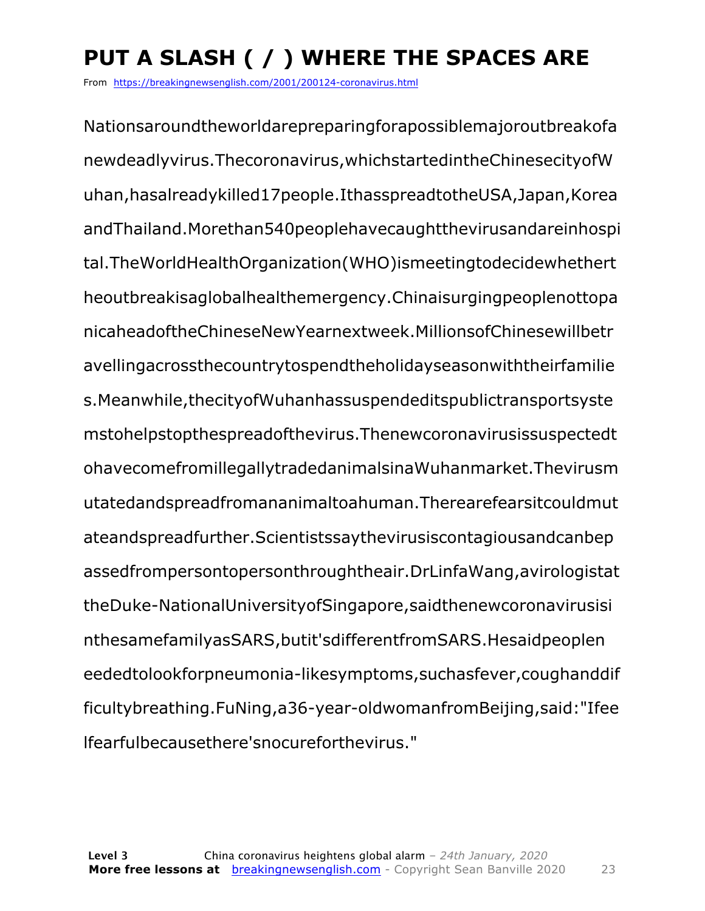# PUT A SLASH ( / ) WHERE THE SPACES ARE

From https://breakingnewsenglish.com/2001/200124-coronavirus.html

Nationsaroundtheworldarepreparingforapossiblemajoroutbreakofa newdeadlyvirus.Thecoronavirus,whichstartedintheChinesecityofW uhan,hasalreadykilled17people.IthasspreadtotheUSA,Japan,Korea andThailand.Morethan540peoplehavecaughtthevirusandareinhospi tal.TheWorldHealthOrganization(WHO)ismeetingtodecidewhethert heoutbreakisaglobalhealthemergency.Chinaisurgingpeoplenottopa nicaheadoftheChineseNewYearnextweek.MillionsofChinesewillbetr avellingacrossthecountrytospendtheholidayseasonwiththeirfamilie s.Meanwhile,thecityofWuhanhassuspendeditspublictransportsyste mstohelpstopthespreadofthevirus.Thenewcoronavirusissuspectedt ohavecomefromillegallytradedanimalsinaWuhanmarket.Thevirusm utatedandspreadfromananimaltoahuman.Therearefearsitcouldmut ateandspreadfurther.Scientistssaythevirusiscontagiousandcanbep assedfrompersontopersonthroughtheair.DrLinfaWang,avirologistat theDuke-NationalUniversityofSingapore,saidthenewcoronavirusisi nthesamefamilyasSARS,butit'sdifferentfromSARS.Hesaidpeoplen eededtolookforpneumonia-likesymptoms,suchasfever,coughanddif ficultybreathing.FuNing,a36-year-oldwomanfromBeijing,said:"Ifee lfearfulbecausethere'snocureforthevirus."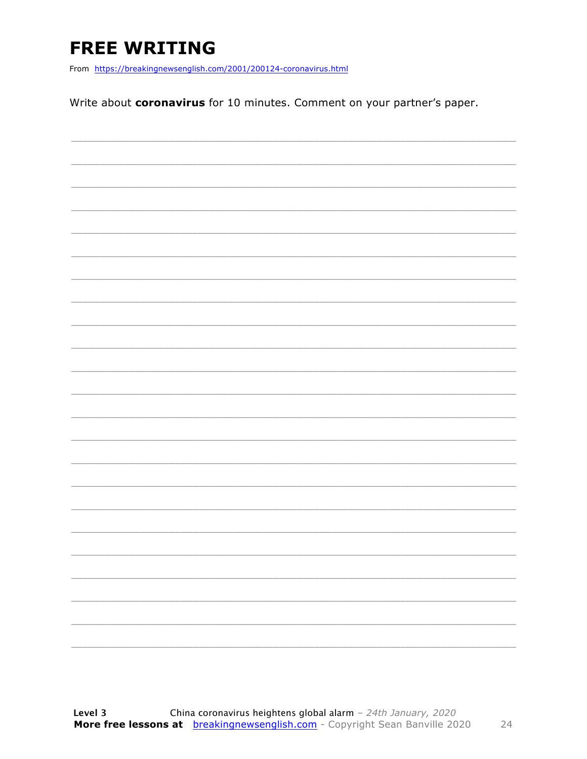# FREE WRITING

From https://breakingnewsenglish.com/2001/200124-coronavirus.html

Write about **coronavirus** for 10 minutes. Comment on your partner's paper.

___________________________________________________________________________

___________________________________________________________________________

___________________________________________________________________________

___________________________________________________________________________

___________________________________________________________________________

___________________________________________________________________________

___________________________________________________________________________

___________________________________________________________________________

___________________________________________________________________________

___________________________________________________________________________

___________________________________________________________________________

___________________________________________________________________________

___________________________________________________________________________

___________________________________________________________________________

___________________________________________________________________________

___________________________________________________________________________

___________________________________________________________________________

___________________________________________________________________________

___________________________________________________________________________

___________________________________________________________________________

___________________________________________________________________________

___________________________________________________________________________

___________________________________________________________________________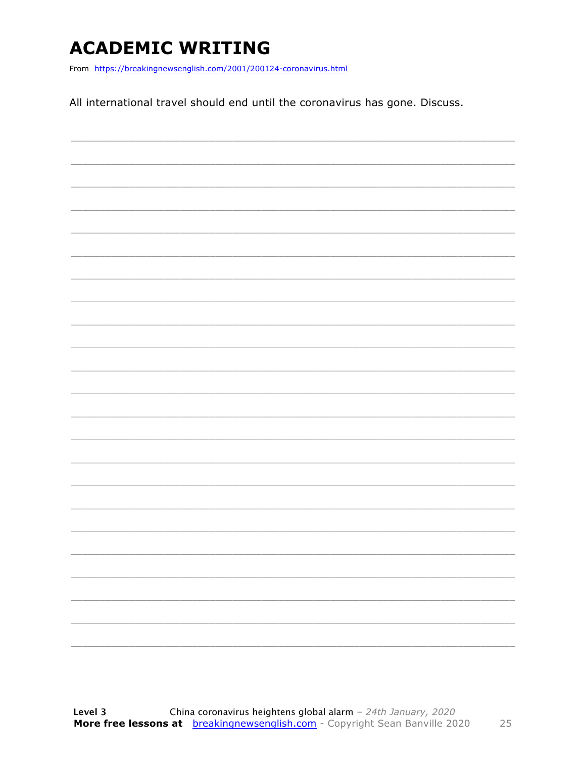# ACADEMIC WRITING

From https://breakingnewsenglish.com/2001/200124-coronavirus.html

All international travel should end until the coronavirus has gone. Discuss.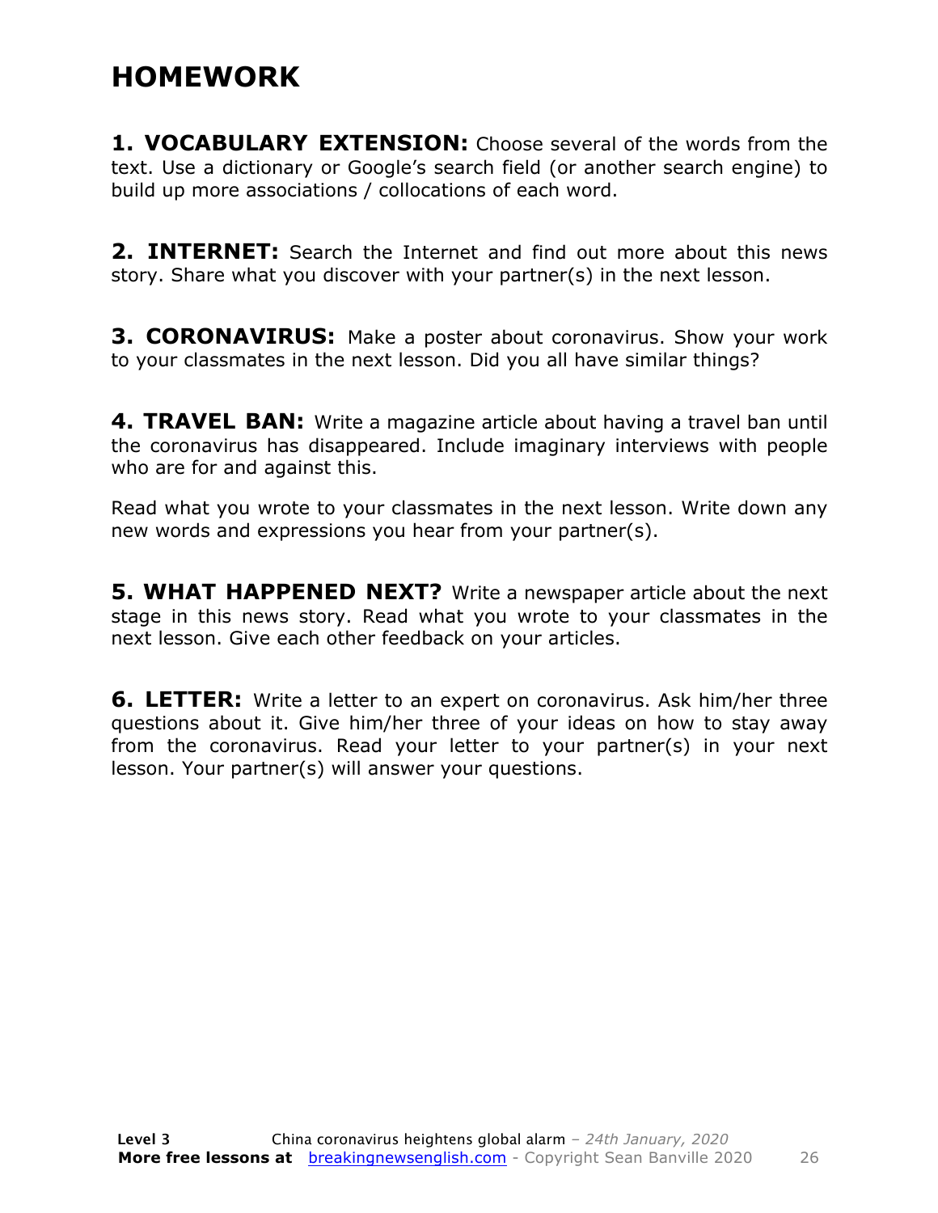# HOMEWORK

**1. VOCABULARY EXTENSION:** Choose several of the words from the text. Use a dictionary or Google's search field (or another search engine) to build up more associations / collocations of each word.

**2. INTERNET:** Search the Internet and find out more about this news story. Share what you discover with your partner(s) in the next lesson.

**3. CORONAVIRUS:** Make a poster about coronavirus. Show your work to your classmates in the next lesson. Did you all have similar things?

**4. TRAVEL BAN:** Write a magazine article about having a travel ban until the coronavirus has disappeared. Include imaginary interviews with people who are for and against this.

Read what you wrote to your classmates in the next lesson. Write down any new words and expressions you hear from your partner(s).

**5. WHAT HAPPENED NEXT?** Write a newspaper article about the next stage in this news story. Read what you wrote to your classmates in the next lesson. Give each other feedback on your articles.

**6. LETTER:** Write a letter to an expert on coronavirus. Ask him/her three questions about it. Give him/her three of your ideas on how to stay away from the coronavirus. Read your letter to your partner(s) in your next lesson. Your partner(s) will answer your questions.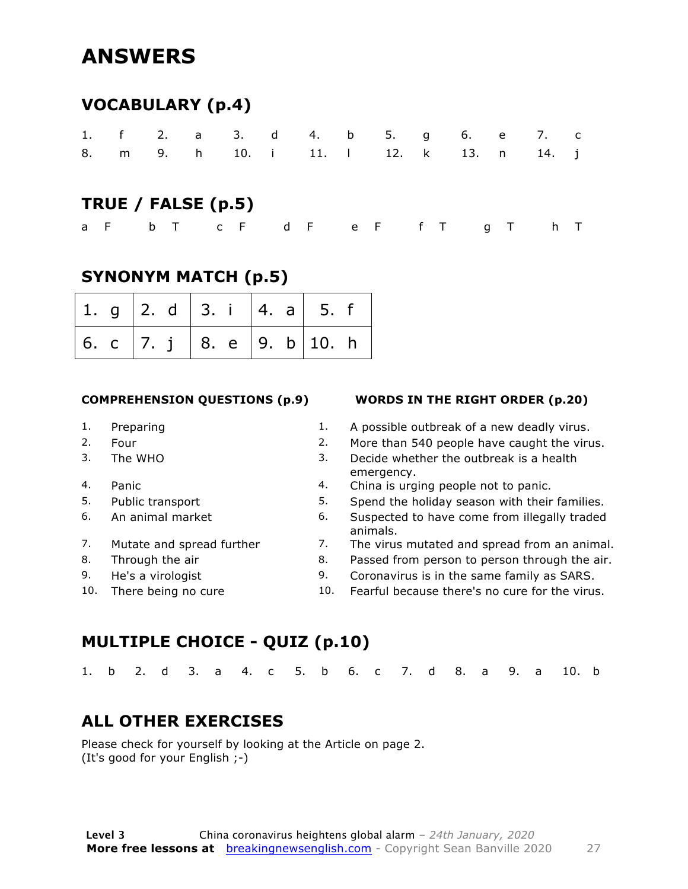# ANSWERS

## VOCABULARY (p.4)

| | | | | | | |
|---|---|---|---|---|---|---|
| 1. f | 2. a | 3. d | 4. b | 5. g | 6. e | 7. c |
| 8. m | 9. h | 10. i | 11. l | 12. k | 13. n | 14. j |

## TRUE / FALSE (p.5)

| | | | | | | | |
|---|---|---|---|---|---|---|---|
| a F | b T | c F | d F | e F | f T | g T | h T |

## SYNONYM MATCH (p.5)

| | | | | |
|---|---|---|---|---|
| 1. g | 2. d | 3. i | 4. a | 5. f |
| 6. c | 7. j | 8. e | 9. b | 10. h |

### COMPREHENSION QUESTIONS (p.9)

1. Preparing
2. Four
3. The WHO
4. Panic
5. Public transport
6. An animal market
7. Mutate and spread further
8. Through the air
9. He's a virologist
10. There being no cure

### WORDS IN THE RIGHT ORDER (p.20)

1. A possible outbreak of a new deadly virus.
2. More than 540 people have caught the virus.
3. Decide whether the outbreak is a health emergency.
4. China is urging people not to panic.
5. Spend the holiday season with their families.
6. Suspected to have come from illegally traded animals.
7. The virus mutated and spread from an animal.
8. Passed from person to person through the air.
9. Coronavirus is in the same family as SARS.
10. Fearful because there's no cure for the virus.

## MULTIPLE CHOICE - QUIZ (p.10)

| | | | | | | | | | |
|---|---|---|---|---|---|---|---|---|---|
| 1. b | 2. d | 3. a | 4. c | 5. b | 6. c | 7. d | 8. a | 9. a | 10. b |

## ALL OTHER EXERCISES

Please check for yourself by looking at the Article on page 2.
(It's good for your English ;-)